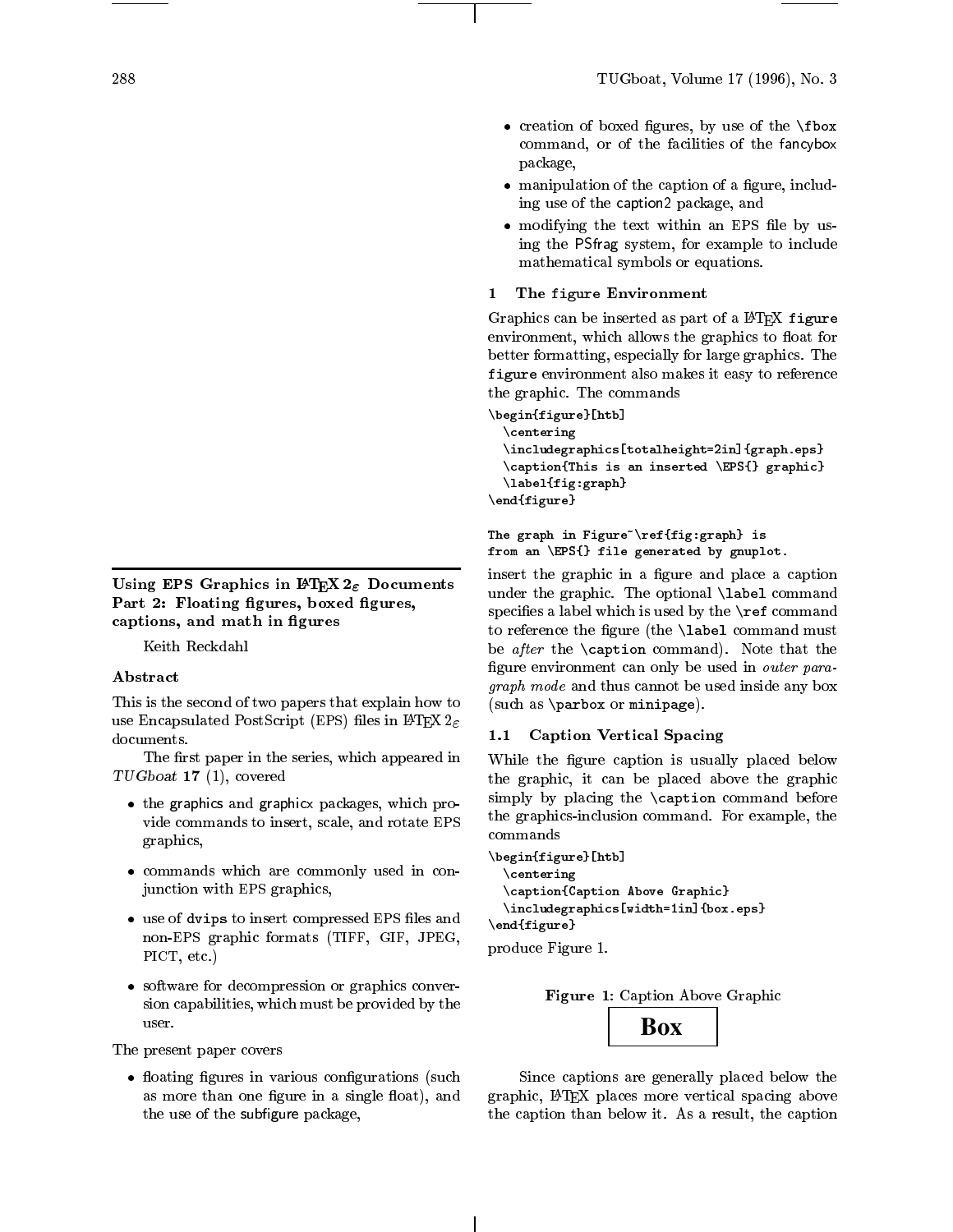# Using EPS Graphics in LaTeX 2ε Documents Part 2: Floating figures, boxed figures, captions, and math in figures

Keith Reckdahl

## Abstract

This is the second of two papers that explain how to use Encapsulated PostScript (EPS) files in LaTeX 2ε documents.

The first paper in the series, which appeared in *TUGboat* **17** (1), covered

- the graphics and graphicx packages, which provide commands to insert, scale, and rotate EPS graphics,
- commands which are commonly used in conjunction with EPS graphics,
- use of dvips to insert compressed EPS files and non-EPS graphic formats (TIFF, GIF, JPEG, PICT, etc.)
- software for decompression or graphics conversion capabilities, which must be provided by the user.

The present paper covers

- floating figures in various configurations (such as more than one figure in a single float), and the use of the subfigure package,
- creation of boxed figures, by use of the `\fbox` command, or of the facilities of the fancybox package,
- manipulation of the caption of a figure, including use of the caption2 package, and
- modifying the text within an EPS file by using the PSfrag system, for example to include mathematical symbols or equations.

## 1 The figure Environment

Graphics can be inserted as part of a LaTeX `figure` environment, which allows the graphics to float for better formatting, especially for large graphics. The `figure` environment also makes it easy to reference the graphic. The commands

```
\begin{figure}[htb]
  \centering
  \includegraphics[totalheight=2in]{graph.eps}
  \caption{This is an inserted \EPS{} graphic}
  \label{fig:graph}
\end{figure}

The graph in Figure~\ref{fig:graph} is
from an \EPS{} file generated by gnuplot.
```

insert the graphic in a figure and place a caption under the graphic. The optional `\label` command specifies a label which is used by the `\ref` command to reference the figure (the `\label` command must be *after* the `\caption` command). Note that the figure environment can only be used in *outer paragraph mode* and thus cannot be used inside any box (such as `\parbox` or `minipage`).

### 1.1 Caption Vertical Spacing

While the figure caption is usually placed below the graphic, it can be placed above the graphic simply by placing the `\caption` command before the graphics-inclusion command. For example, the commands

```
\begin{figure}[htb]
  \centering
  \caption{Caption Above Graphic}
  \includegraphics[width=1in]{box.eps}
\end{figure}
```

produce Figure 1.

**Figure 1**: Caption Above Graphic

Box

Since captions are generally placed below the graphic, LaTeX places more vertical spacing above the caption than below it. As a result, the caption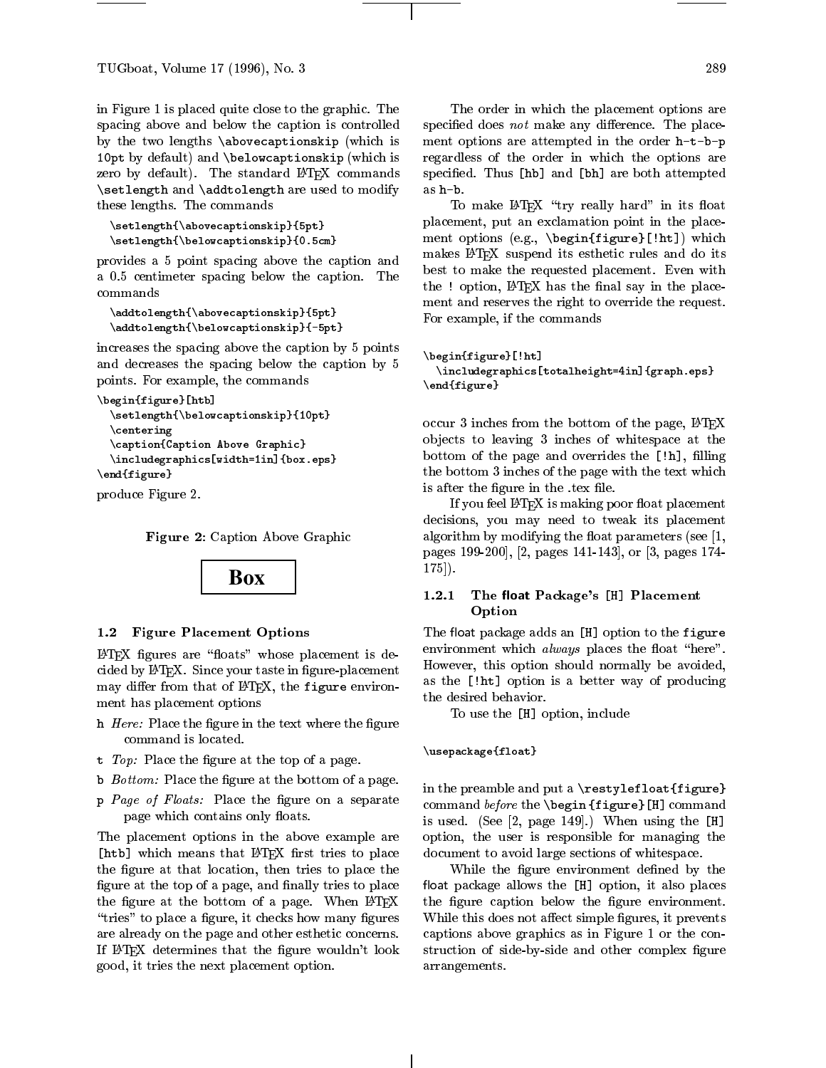in Figure 1 is placed quite close to the graphic. The spacing above and below the caption is controlled by the two lengths `\abovecaptionskip` (which is 10pt by default) and `\belowcaptionskip` (which is zero by default). The standard LaTeX commands `\setlength` and `\addtolength` are used to modify these lengths. The commands

```
\setlength{\abovecaptionskip}{5pt}
\setlength{\belowcaptionskip}{0.5cm}
```

provides a 5 point spacing above the caption and a 0.5 centimeter spacing below the caption. The commands

```
\addtolength{\abovecaptionskip}{5pt}
\addtolength{\belowcaptionskip}{-5pt}
```

increases the spacing above the caption by 5 points and decreases the spacing below the caption by 5 points. For example, the commands

```
\begin{figure}[htb]
  \setlength{\belowcaptionskip}{10pt}
  \centering
  \caption{Caption Above Graphic}
  \includegraphics[width=1in]{box.eps}
\end{figure}
```

produce Figure 2.

**Figure 2**: Caption Above Graphic

**Box**

### 1.2 Figure Placement Options

LaTeX figures are "floats" whose placement is decided by LaTeX. Since your taste in figure-placement may differ from that of LaTeX, the `figure` environment has placement options

- `h` *Here:* Place the figure in the text where the figure command is located.
- `t` *Top:* Place the figure at the top of a page.
- `b` *Bottom:* Place the figure at the bottom of a page.
- `p` *Page of Floats:* Place the figure on a separate page which contains only floats.

The placement options in the above example are `[htb]` which means that LaTeX first tries to place the figure at that location, then tries to place the figure at the top of a page, and finally tries to place the figure at the bottom of a page. When LaTeX "tries" to place a figure, it checks how many figures are already on the page and other esthetic concerns. If LaTeX determines that the figure wouldn't look good, it tries the next placement option.

The order in which the placement options are specified does *not* make any difference. The placement options are attempted in the order `h-t-b-p` regardless of the order in which the options are specified. Thus `[hb]` and `[bh]` are both attempted as `h-b`.

To make LaTeX "try really hard" in its float placement, put an exclamation point in the placement options (e.g., `\begin{figure}[!ht]`) which makes LaTeX suspend its esthetic rules and do its best to make the requested placement. Even with the `!` option, LaTeX has the final say in the placement and reserves the right to override the request. For example, if the commands

```
\begin{figure}[!ht]
  \includegraphics[totalheight=4in]{graph.eps}
\end{figure}
```

occur 3 inches from the bottom of the page, LaTeX objects to leaving 3 inches of whitespace at the bottom of the page and overrides the `[!h]`, filling the bottom 3 inches of the page with the text which is after the figure in the .tex file.

If you feel LaTeX is making poor float placement decisions, you may need to tweak its placement algorithm by modifying the float parameters (see [1, pages 199-200], [2, pages 141-143], or [3, pages 174-175]).

#### 1.2.1 The float Package's [H] Placement Option

The float package adds an `[H]` option to the `figure` environment which *always* places the float "here". However, this option should normally be avoided, as the `[!ht]` option is a better way of producing the desired behavior.

To use the `[H]` option, include

```
\usepackage{float}
```

in the preamble and put a `\restylefloat{figure}` command *before* the `\begin{figure}[H]` command is used. (See [2, page 149].) When using the `[H]` option, the user is responsible for managing the document to avoid large sections of whitespace.

While the figure environment defined by the float package allows the `[H]` option, it also places the figure caption below the figure environment. While this does not affect simple figures, it prevents captions above graphics as in Figure 1 or the construction of side-by-side and other complex figure arrangements.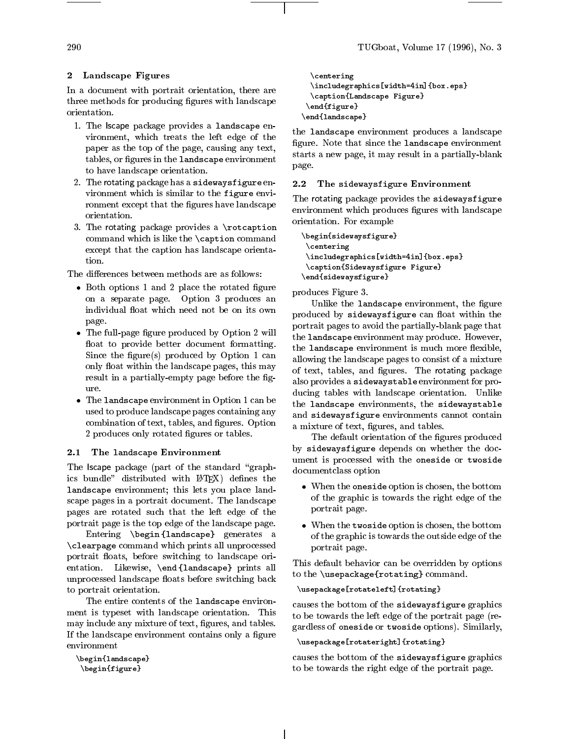## 2 Landscape Figures

In a document with portrait orientation, there are three methods for producing figures with landscape orientation.

1. The lscape package provides a `landscape` environment, which treats the left edge of the paper as the top of the page, causing any text, tables, or figures in the `landscape` environment to have landscape orientation.
2. The rotating package has a `sidewaysfigure` environment which is similar to the `figure` environment except that the figures have landscape orientation.
3. The rotating package provides a `\rotcaption` command which is like the `\caption` command except that the caption has landscape orientation.

The differences between methods are as follows:

- Both options 1 and 2 place the rotated figure on a separate page. Option 3 produces an individual float which need not be on its own page.
- The full-page figure produced by Option 2 will float to provide better document formatting. Since the figure(s) produced by Option 1 can only float within the landscape pages, this may result in a partially-empty page before the figure.
- The `landscape` environment in Option 1 can be used to produce landscape pages containing any combination of text, tables, and figures. Option 2 produces only rotated figures or tables.

### 2.1 The `landscape` Environment

The lscape package (part of the standard "graphics bundle" distributed with LaTeX) defines the `landscape` environment; this lets you place landscape pages in a portrait document. The landscape pages are rotated such that the left edge of the portrait page is the top edge of the landscape page.

Entering `\begin{landscape}` generates a `\clearpage` command which prints all unprocessed portrait floats, before switching to landscape orientation. Likewise, `\end{landscape}` prints all unprocessed landscape floats before switching back to portrait orientation.

The entire contents of the `landscape` environment is typeset with landscape orientation. This may include any mixture of text, figures, and tables. If the landscape environment contains only a figure environment

```
\begin{landscape}
 \begin{figure}
  \centering
  \includegraphics[width=4in]{box.eps}
  \caption{Landscape Figure}
 \end{figure}
\end{landscape}
```

the `landscape` environment produces a landscape figure. Note that since the `landscape` environment starts a new page, it may result in a partially-blank page.

### 2.2 The `sidewaysfigure` Environment

The rotating package provides the `sidewaysfigure` environment which produces figures with landscape orientation. For example

```
\begin{sidewaysfigure}
 \centering
 \includegraphics[width=4in]{box.eps}
 \caption{Sidewaysfigure Figure}
\end{sidewaysfigure}
```

produces Figure 3.

Unlike the `landscape` environment, the figure produced by `sidewaysfigure` can float within the portrait pages to avoid the partially-blank page that the `landscape` environment may produce. However, the `landscape` environment is much more flexible, allowing the landscape pages to consist of a mixture of text, tables, and figures. The rotating package also provides a `sidewaystable` environment for producing tables with landscape orientation. Unlike the `landscape` environments, the `sidewaystable` and `sidewaysfigure` environments cannot contain a mixture of text, figures, and tables.

The default orientation of the figures produced by `sidewaysfigure` depends on whether the document is processed with the `oneside` or `twoside` documentclass option

- When the `oneside` option is chosen, the bottom of the graphic is towards the right edge of the portrait page.
- When the `twoside` option is chosen, the bottom of the graphic is towards the outside edge of the portrait page.

This default behavior can be overridden by options to the `\usepackage{rotating}` command.

```
\usepackage[rotateleft]{rotating}
```

causes the bottom of the `sidewaysfigure` graphics to be towards the left edge of the portrait page (regardless of `oneside` or `twoside` options). Similarly,

```
\usepackage[rotateright]{rotating}
```

causes the bottom of the `sidewaysfigure` graphics to be towards the right edge of the portrait page.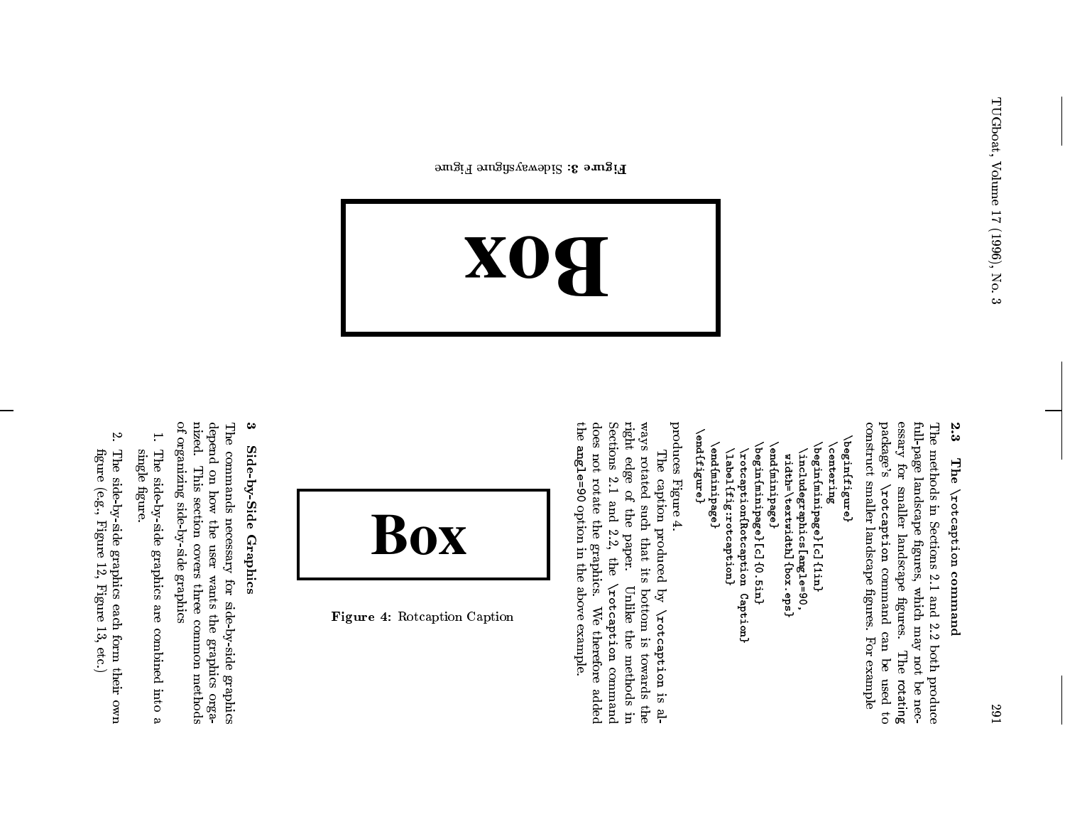**Figure 3:** Sidewaysfigure Figure

### 2.3 The \rotcaption command

The methods in Sections 2.1 and 2.2 both produce full-page landscape figures, which may not be necessary for smaller landscape figures. The rotating package's \rotcaption command can be used to construct smaller landscape figures. For example

```
\begin{figure}
\centering
\begin{minipage}[c]{1in}
 \includegraphics[angle=90,
   width=\textwidth]{box.eps}
\end{minipage}
\begin{minipage}[c]{0.5in}
 \rotcaption{Rotcaption Caption}
 \label{fig:rotcaption}
\end{minipage}
\end{figure}
```

produces Figure 4.

The caption produced by \rotcaption is always rotated such that its bottom is towards the right edge of the paper. Unlike the methods in Sections 2.1 and 2.2, the \rotcaption command does not rotate the graphics. We therefore added the angle=90 option in the above example.

**Figure 4:** Rotcaption Caption

## 3 Side-by-Side Graphics

The commands necessary for side-by-side graphics depend on how the user wants the graphics organized. This section covers three common methods of organizing side-by-side graphics

1. The side-by-side graphics are combined into a single figure.
2. The side-by-side graphics each form their own figure (e.g., Figure 12, Figure 13, etc.)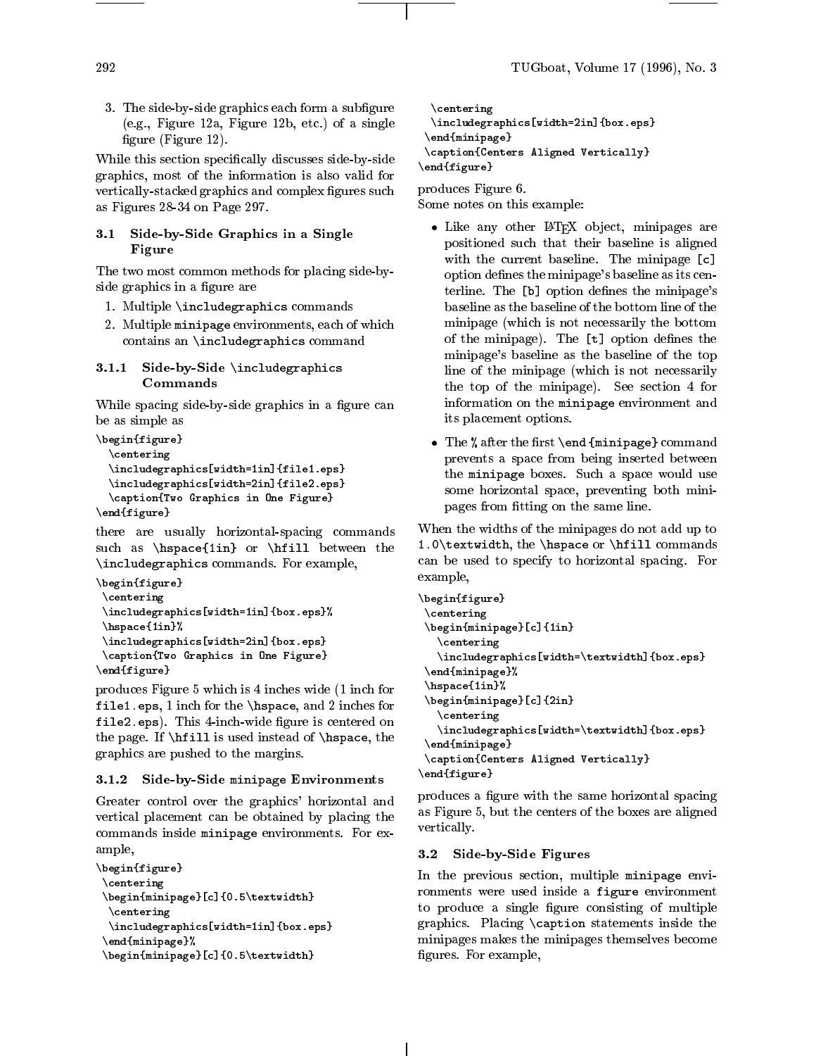3. The side-by-side graphics each form a subfigure (e.g., Figure 12a, Figure 12b, etc.) of a single figure (Figure 12).

While this section specifically discusses side-by-side graphics, most of the information is also valid for vertically-stacked graphics and complex figures such as Figures 28-34 on Page 297.

### 3.1 Side-by-Side Graphics in a Single Figure

The two most common methods for placing side-by-side graphics in a figure are

1. Multiple `\includegraphics` commands
2. Multiple `minipage` environments, each of which contains an `\includegraphics` command

#### 3.1.1 Side-by-Side \includegraphics Commands

While spacing side-by-side graphics in a figure can be as simple as

```
\begin{figure}
  \centering
  \includegraphics[width=1in]{file1.eps}
  \includegraphics[width=2in]{file2.eps}
  \caption{Two Graphics in One Figure}
\end{figure}
```

there are usually horizontal-spacing commands such as `\hspace{1in}` or `\hfill` between the `\includegraphics` commands. For example,

```
\begin{figure}
 \centering
 \includegraphics[width=1in]{box.eps}%
 \hspace{1in}%
 \includegraphics[width=2in]{box.eps}
 \caption{Two Graphics in One Figure}
\end{figure}
```

produces Figure 5 which is 4 inches wide (1 inch for `file1.eps`, 1 inch for the `\hspace`, and 2 inches for `file2.eps`). This 4-inch-wide figure is centered on the page. If `\hfill` is used instead of `\hspace`, the graphics are pushed to the margins.

#### 3.1.2 Side-by-Side minipage Environments

Greater control over the graphics' horizontal and vertical placement can be obtained by placing the commands inside `minipage` environments. For example,

```
\begin{figure}
 \centering
 \begin{minipage}[c]{0.5\textwidth}
  \centering
  \includegraphics[width=1in]{box.eps}
 \end{minipage}%
 \begin{minipage}[c]{0.5\textwidth}
  \centering
  \includegraphics[width=2in]{box.eps}
 \end{minipage}
 \caption{Centers Aligned Vertically}
\end{figure}
```

produces Figure 6.

Some notes on this example:

- Like any other LaTeX object, minipages are positioned such that their baseline is aligned with the current baseline. The minipage `[c]` option defines the minipage's baseline as its centerline. The `[b]` option defines the minipage's baseline as the baseline of the bottom line of the minipage (which is not necessarily the bottom of the minipage). The `[t]` option defines the minipage's baseline as the baseline of the top line of the minipage (which is not necessarily the top of the minipage). See section 4 for information on the `minipage` environment and its placement options.

- The `%` after the first `\end{minipage}` command prevents a space from being inserted between the `minipage` boxes. Such a space would use some horizontal space, preventing both minipages from fitting on the same line.

When the widths of the minipages do not add up to `1.0\textwidth`, the `\hspace` or `\hfill` commands can be used to specify to horizontal spacing. For example,

```
\begin{figure}
 \centering
 \begin{minipage}[c]{1in}
   \centering
   \includegraphics[width=\textwidth]{box.eps}
 \end{minipage}%
 \hspace{1in}%
 \begin{minipage}[c]{2in}
   \centering
   \includegraphics[width=\textwidth]{box.eps}
 \end{minipage}
 \caption{Centers Aligned Vertically}
\end{figure}
```

produces a figure with the same horizontal spacing as Figure 5, but the centers of the boxes are aligned vertically.

### 3.2 Side-by-Side Figures

In the previous section, multiple `minipage` environments were used inside a `figure` environment to produce a single figure consisting of multiple graphics. Placing `\caption` statements inside the minipages makes the minipages themselves become figures. For example,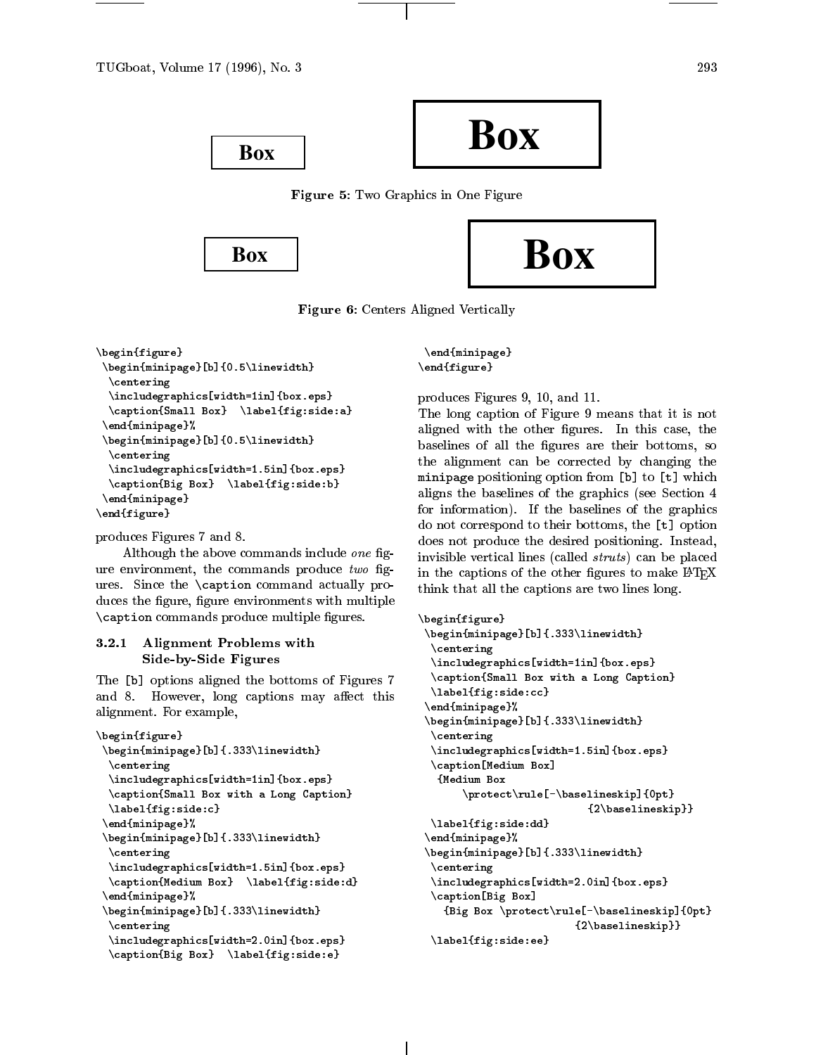Box Box

**Figure 5:** Two Graphics in One Figure

Box Box

**Figure 6:** Centers Aligned Vertically

```
\begin{figure}
 \begin{minipage}[b]{0.5\linewidth}
  \centering
  \includegraphics[width=1in]{box.eps}
  \caption{Small Box}  \label{fig:side:a}
 \end{minipage}%
 \begin{minipage}[b]{0.5\linewidth}
  \centering
  \includegraphics[width=1.5in]{box.eps}
  \caption{Big Box}  \label{fig:side:b}
 \end{minipage}
\end{figure}
```

produces Figures 7 and 8.

Although the above commands include *one* figure environment, the commands produce *two* figures. Since the `\caption` command actually produces the figure, figure environments with multiple `\caption` commands produce multiple figures.

#### 3.2.1 Alignment Problems with Side-by-Side Figures

The [b] options aligned the bottoms of Figures 7 and 8. However, long captions may affect this alignment. For example,

```
\begin{figure}
 \begin{minipage}[b]{.333\linewidth}
  \centering
  \includegraphics[width=1in]{box.eps}
  \caption{Small Box with a Long Caption}
  \label{fig:side:c}
 \end{minipage}%
 \begin{minipage}[b]{.333\linewidth}
  \centering
  \includegraphics[width=1.5in]{box.eps}
  \caption{Medium Box}  \label{fig:side:d}
 \end{minipage}%
 \begin{minipage}[b]{.333\linewidth}
  \centering
  \includegraphics[width=2.0in]{box.eps}
  \caption{Big Box}  \label{fig:side:e}
 \end{minipage}
\end{figure}
```

produces Figures 9, 10, and 11.

The long caption of Figure 9 means that it is not aligned with the other figures. In this case, the baselines of all the figures are their bottoms, so the alignment can be corrected by changing the `minipage` positioning option from [b] to [t] which aligns the baselines of the graphics (see Section 4 for information). If the baselines of the graphics do not correspond to their bottoms, the [t] option does not produce the desired positioning. Instead, invisible vertical lines (called *struts*) can be placed in the captions of the other figures to make LaTeX think that all the captions are two lines long.

```
\begin{figure}
 \begin{minipage}[b]{.333\linewidth}
  \centering
  \includegraphics[width=1in]{box.eps}
  \caption{Small Box with a Long Caption}
  \label{fig:side:cc}
 \end{minipage}%
 \begin{minipage}[b]{.333\linewidth}
  \centering
  \includegraphics[width=1.5in]{box.eps}
  \caption[Medium Box]
   {Medium Box
       \protect\rule[-\baselineskip]{0pt}
                        {2\baselineskip}}
  \label{fig:side:dd}
 \end{minipage}%
 \begin{minipage}[b]{.333\linewidth}
  \centering
  \includegraphics[width=2.0in]{box.eps}
  \caption[Big Box]
    {Big Box \protect\rule[-\baselineskip]{0pt}
                        {2\baselineskip}}
  \label{fig:side:ee}
```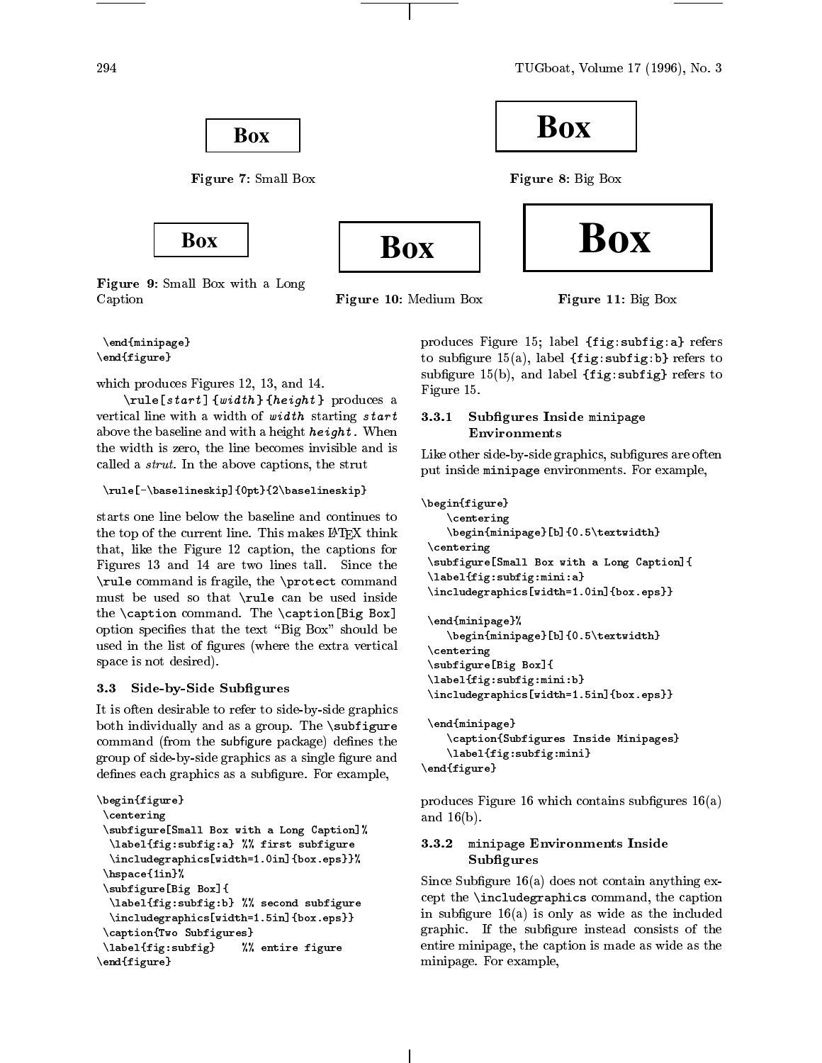Box

**Figure 7:** Small Box

Box

**Figure 8:** Big Box

Box

**Figure 9:** Small Box with a Long Caption

Box

**Figure 10:** Medium Box

Box

**Figure 11:** Big Box

```
\end{minipage}
\end{figure}
```

which produces Figures 12, 13, and 14.

`\rule[`*start*`]{`*width*`}{`*height*`}` produces a vertical line with a width of *width* starting *start* above the baseline and with a height *height*. When the width is zero, the line becomes invisible and is called a *strut*. In the above captions, the strut

```
\rule[-\baselineskip]{0pt}{2\baselineskip}
```

starts one line below the baseline and continues to the top of the current line. This makes LaTeX think that, like the Figure 12 caption, the captions for Figures 13 and 14 are two lines tall. Since the `\rule` command is fragile, the `\protect` command must be used so that `\rule` can be used inside the `\caption` command. The `\caption[Big Box]` option specifies that the text "Big Box" should be used in the list of figures (where the extra vertical space is not desired).

### 3.3 Side-by-Side Subfigures

It is often desirable to refer to side-by-side graphics both individually and as a group. The `\subfigure` command (from the subfigure package) defines the group of side-by-side graphics as a single figure and defines each graphics as a subfigure. For example,

```
\begin{figure}
 \centering
 \subfigure[Small Box with a Long Caption]%
  \label{fig:subfig:a} %% first subfigure
  \includegraphics[width=1.0in]{box.eps}}%
 \hspace{1in}%
 \subfigure[Big Box]{
  \label{fig:subfig:b} %% second subfigure
  \includegraphics[width=1.5in]{box.eps}}
 \caption{Two Subfigures}
 \label{fig:subfig}    %% entire figure
\end{figure}
```

produces Figure 15; label `{fig:subfig:a}` refers to subfigure 15(a), label `{fig:subfig:b}` refers to subfigure 15(b), and label `{fig:subfig}` refers to Figure 15.

#### 3.3.1 Subfigures Inside minipage Environments

Like other side-by-side graphics, subfigures are often put inside minipage environments. For example,

```
\begin{figure}
    \centering
    \begin{minipage}[b]{0.5\textwidth}
 \centering
 \subfigure[Small Box with a Long Caption]{
 \label{fig:subfig:mini:a}
 \includegraphics[width=1.0in]{box.eps}}

 \end{minipage}%
    \begin{minipage}[b]{0.5\textwidth}
 \centering
 \subfigure[Big Box]{
 \label{fig:subfig:mini:b}
 \includegraphics[width=1.5in]{box.eps}}

 \end{minipage}
    \caption{Subfigures Inside Minipages}
    \label{fig:subfig:mini}
\end{figure}
```

produces Figure 16 which contains subfigures 16(a) and 16(b).

#### 3.3.2 minipage Environments Inside Subfigures

Since Subfigure 16(a) does not contain anything except the `\includegraphics` command, the caption in subfigure 16(a) is only as wide as the included graphic. If the subfigure instead consists of the entire minipage, the caption is made as wide as the minipage. For example,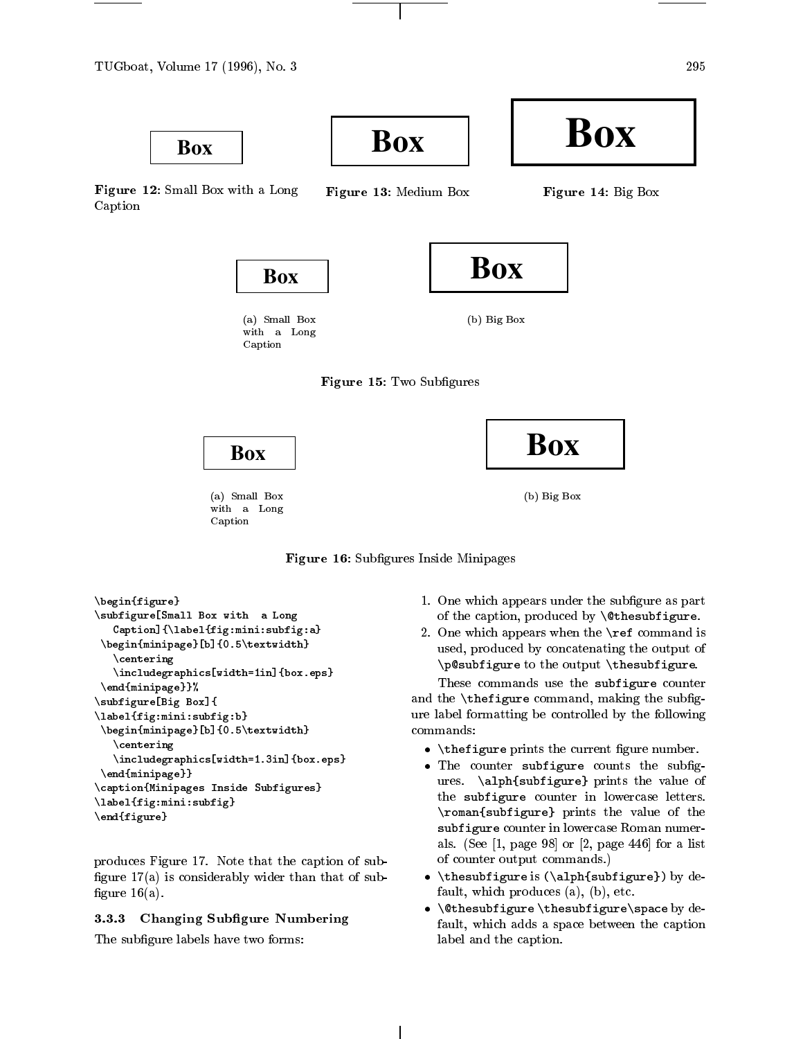Box

**Figure 12:** Small Box with a Long Caption

Box

**Figure 13:** Medium Box

Box

**Figure 14:** Big Box

Box

(a) Small Box with a Long Caption

Box

(b) Big Box

**Figure 15:** Two Subfigures

Box

(a) Small Box with a Long Caption

Box

(b) Big Box

**Figure 16:** Subfigures Inside Minipages

```
\begin{figure}
\subfigure[Small Box with  a Long
   Caption]{\label{fig:mini:subfig:a}
 \begin{minipage}[b]{0.5\textwidth}
   \centering
   \includegraphics[width=1in]{box.eps}
 \end{minipage}}%
\subfigure[Big Box]{
\label{fig:mini:subfig:b}
 \begin{minipage}[b]{0.5\textwidth}
   \centering
   \includegraphics[width=1.3in]{box.eps}
 \end{minipage}}
\caption{Minipages Inside Subfigures}
\label{fig:mini:subfig}
\end{figure}
```

produces Figure 17. Note that the caption of subfigure 17(a) is considerably wider than that of subfigure 16(a).

### 3.3.3 Changing Subfigure Numbering

The subfigure labels have two forms:

1. One which appears under the subfigure as part of the caption, produced by `\@thesubfigure`.
2. One which appears when the `\ref` command is used, produced by concatenating the output of `\p@subfigure` to the output `\thesubfigure`.

These commands use the `subfigure` counter and the `\thefigure` command, making the subfigure label formatting be controlled by the following commands:

- `\thefigure` prints the current figure number.
- The counter `subfigure` counts the subfigures. `\alph{subfigure}` prints the value of the `subfigure` counter in lowercase letters. `\roman{subfigure}` prints the value of the `subfigure` counter in lowercase Roman numerals. (See [1, page 98] or [2, page 446] for a list of counter output commands.)
- `\thesubfigure` is `(\alph{subfigure})` by default, which produces (a), (b), etc.
- `\@thesubfigure` `\thesubfigure\space` by default, which adds a space between the caption label and the caption.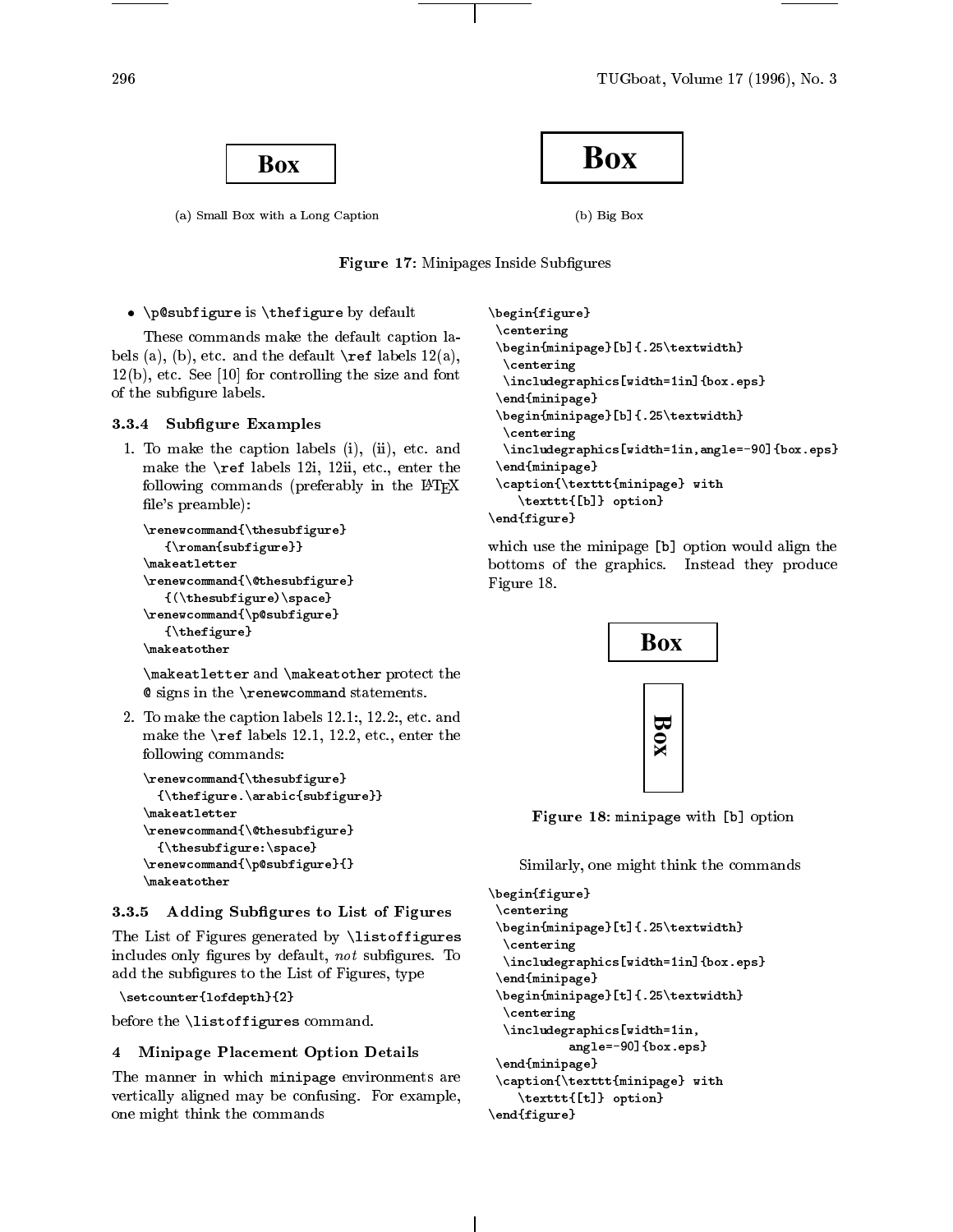Box

Box

(a) Small Box with a Long Caption

(b) Big Box

**Figure 17**: Minipages Inside Subfigures

- `\p@subfigure` is `\thefigure` by default

These commands make the default caption labels (a), (b), etc. and the default `\ref` labels 12(a), 12(b), etc. See [10] for controlling the size and font of the subfigure labels.

### 3.3.4 Subfigure Examples

1. To make the caption labels (i), (ii), etc. and make the `\ref` labels 12i, 12ii, etc., enter the following commands (preferably in the LaTeX file's preamble):

```
\renewcommand{\thesubfigure}
   {\roman{subfigure}}
\makeatletter
\renewcommand{\@thesubfigure}
   {(\thesubfigure)\space}
\renewcommand{\p@subfigure}
   {\thefigure}
\makeatother
```

   `\makeatletter` and `\makeatother` protect the `@` signs in the `\renewcommand` statements.

2. To make the caption labels 12.1:, 12.2:, etc. and make the `\ref` labels 12.1, 12.2, etc., enter the following commands:

```
\renewcommand{\thesubfigure}
  {\thefigure.\arabic{subfigure}}
\makeatletter
\renewcommand{\@thesubfigure}
  {\thesubfigure:\space}
\renewcommand{\p@subfigure}{}
\makeatother
```

### 3.3.5 Adding Subfigures to List of Figures

The List of Figures generated by `\listoffigures` includes only figures by default, *not* subfigures. To add the subfigures to the List of Figures, type

```
\setcounter{lofdepth}{2}
```

before the `\listoffigures` command.

## 4 Minipage Placement Option Details

The manner in which `minipage` environments are vertically aligned may be confusing. For example, one might think the commands

```
\begin{figure}
 \centering
 \begin{minipage}[b]{.25\textwidth}
  \centering
  \includegraphics[width=1in]{box.eps}
 \end{minipage}
 \begin{minipage}[b]{.25\textwidth}
  \centering
  \includegraphics[width=1in,angle=-90]{box.eps}
 \end{minipage}
 \caption{\texttt{minipage} with
    \texttt{[b]} option}
\end{figure}
```

which use the minipage `[b]` option would align the bottoms of the graphics. Instead they produce Figure 18.

Box

Box

**Figure 18**: `minipage` with `[b]` option

Similarly, one might think the commands

```
\begin{figure}
 \centering
 \begin{minipage}[t]{.25\textwidth}
  \centering
  \includegraphics[width=1in]{box.eps}
 \end{minipage}
 \begin{minipage}[t]{.25\textwidth}
  \centering
  \includegraphics[width=1in,
          angle=-90]{box.eps}
 \end{minipage}
 \caption{\texttt{minipage} with
    \texttt{[t]} option}
\end{figure}
```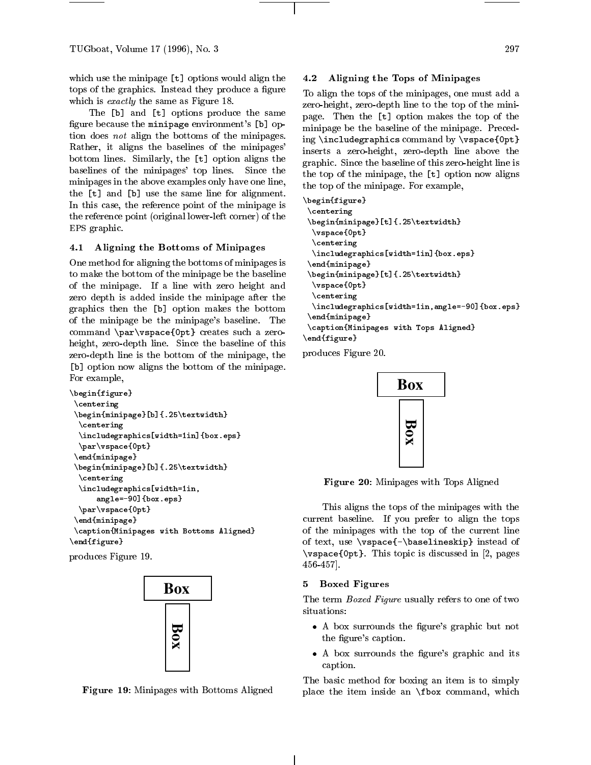which use the minipage [t] options would align the tops of the graphics. Instead they produce a figure which is *exactly* the same as Figure 18.

The [b] and [t] options produce the same figure because the `minipage` environment's [b] option does *not* align the bottoms of the minipages. Rather, it aligns the baselines of the minipages' bottom lines. Similarly, the [t] option aligns the baselines of the minipages' top lines. Since the minipages in the above examples only have one line, the [t] and [b] use the same line for alignment. In this case, the reference point of the minipage is the reference point (original lower-left corner) of the EPS graphic.

### 4.1 Aligning the Bottoms of Minipages

One method for aligning the bottoms of minipages is to make the bottom of the minipage be the baseline of the minipage. If a line with zero height and zero depth is added inside the minipage after the graphics then the [b] option makes the bottom of the minipage be the minipage's baseline. The command `\par\vspace{0pt}` creates such a zero-height, zero-depth line. Since the baseline of this zero-depth line is the bottom of the minipage, the [b] option now aligns the bottom of the minipage. For example,

```
\begin{figure}
 \centering
 \begin{minipage}[b]{.25\textwidth}
  \centering
  \includegraphics[width=1in]{box.eps}
  \par\vspace{0pt}
 \end{minipage}
 \begin{minipage}[b]{.25\textwidth}
  \centering
  \includegraphics[width=1in,
      angle=-90]{box.eps}
  \par\vspace{0pt}
 \end{minipage}
 \caption{Minipages with Bottoms Aligned}
\end{figure}
```

produces Figure 19.

**Figure 19**: Minipages with Bottoms Aligned

### 4.2 Aligning the Tops of Minipages

To align the tops of the minipages, one must add a zero-height, zero-depth line to the top of the minipage. Then the [t] option makes the top of the minipage be the baseline of the minipage. Preceding `\includegraphics` command by `\vspace{0pt}` inserts a zero-height, zero-depth line above the graphic. Since the baseline of this zero-height line is the top of the minipage, the [t] option now aligns the top of the minipage. For example,

```
\begin{figure}
 \centering
 \begin{minipage}[t]{.25\textwidth}
  \vspace{0pt}
  \centering
  \includegraphics[width=1in]{box.eps}
 \end{minipage}
 \begin{minipage}[t]{.25\textwidth}
  \vspace{0pt}
  \centering
  \includegraphics[width=1in,angle=-90]{box.eps}
 \end{minipage}
 \caption{Minipages with Tops Aligned}
\end{figure}
```

produces Figure 20.

**Figure 20**: Minipages with Tops Aligned

This aligns the tops of the minipages with the current baseline. If you prefer to align the tops of the minipages with the top of the current line of text, use `\vspace{-\baselineskip}` instead of `\vspace{0pt}`. This topic is discussed in [2, pages 456-457].

## 5 Boxed Figures

The term *Boxed Figure* usually refers to one of two situations:

- A box surrounds the figure's graphic but not the figure's caption.
- A box surrounds the figure's graphic and its caption.

The basic method for boxing an item is to simply place the item inside an `\fbox` command, which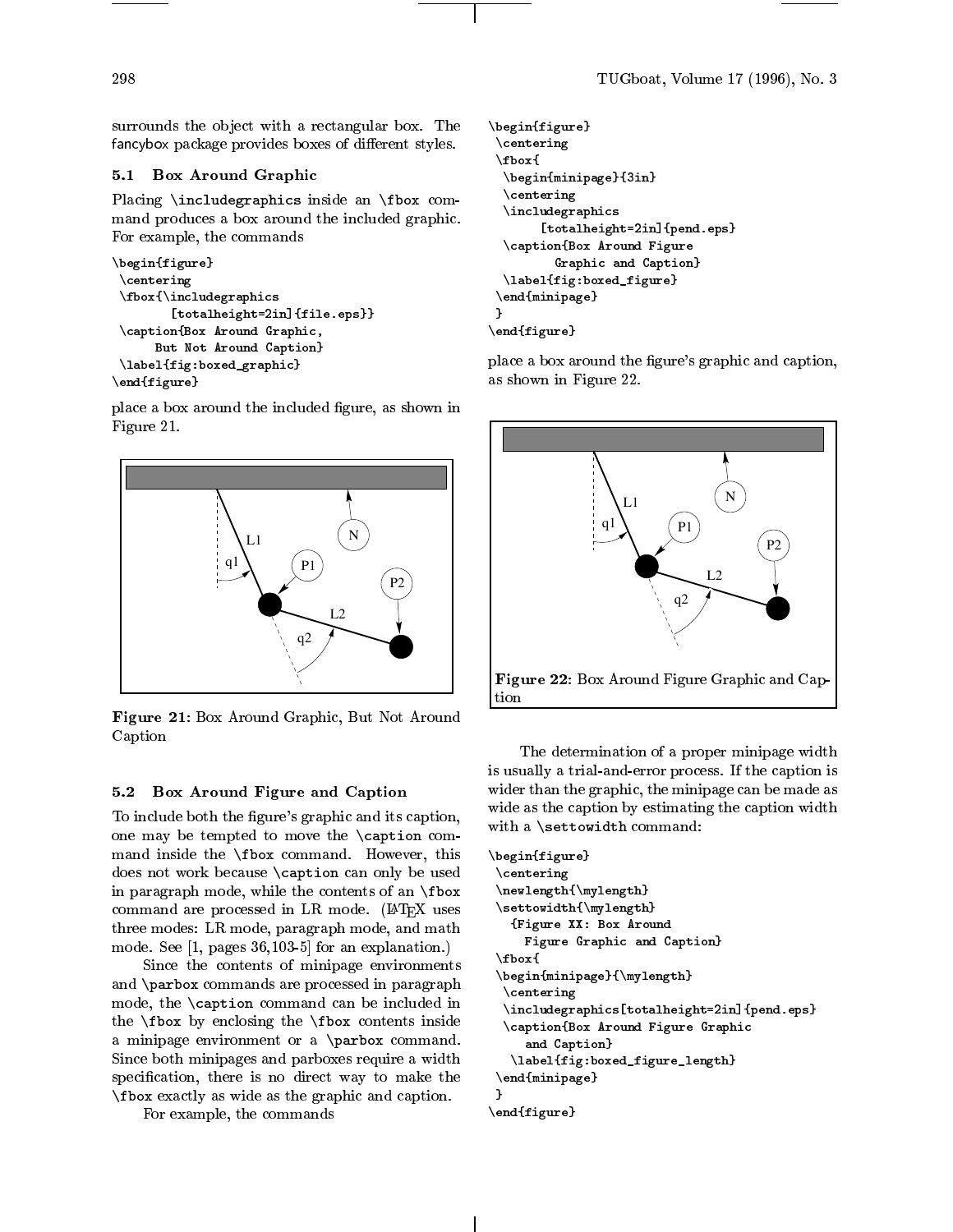surrounds the object with a rectangular box. The fancybox package provides boxes of different styles.

### 5.1 Box Around Graphic

Placing `\includegraphics` inside an `\fbox` command produces a box around the included graphic. For example, the commands

```
\begin{figure}
 \centering
 \fbox{\includegraphics
        [totalheight=2in]{file.eps}}
 \caption{Box Around Graphic,
      But Not Around Caption}
 \label{fig:boxed_graphic}
\end{figure}
```

place a box around the included figure, as shown in Figure 21.

**Figure 21**: Box Around Graphic, But Not Around Caption

### 5.2 Box Around Figure and Caption

To include both the figure's graphic and its caption, one may be tempted to move the `\caption` command inside the `\fbox` command. However, this does not work because `\caption` can only be used in paragraph mode, while the contents of an `\fbox` command are processed in LR mode. (LaTeX uses three modes: LR mode, paragraph mode, and math mode. See [1, pages 36,103-5] for an explanation.)

Since the contents of minipage environments and `\parbox` commands are processed in paragraph mode, the `\caption` command can be included in the `\fbox` by enclosing the `\fbox` contents inside a minipage environment or a `\parbox` command. Since both minipages and parboxes require a width specification, there is no direct way to make the `\fbox` exactly as wide as the graphic and caption.

For example, the commands

```
\begin{figure}
 \centering
 \fbox{
  \begin{minipage}{3in}
  \centering
  \includegraphics
       [totalheight=2in]{pend.eps}
  \caption{Box Around Figure
         Graphic and Caption}
  \label{fig:boxed_figure}
 \end{minipage}
 }
\end{figure}
```

place a box around the figure's graphic and caption, as shown in Figure 22.

**Figure 22**: Box Around Figure Graphic and Caption

The determination of a proper minipage width is usually a trial-and-error process. If the caption is wider than the graphic, the minipage can be made as wide as the caption by estimating the caption width with a `\settowidth` command:

```
\begin{figure}
 \centering
 \newlength{\mylength}
 \settowidth{\mylength}
   {Figure XX: Box Around
     Figure Graphic and Caption}
 \fbox{
 \begin{minipage}{\mylength}
  \centering
  \includegraphics[totalheight=2in]{pend.eps}
  \caption{Box Around Figure Graphic
     and Caption}
   \label{fig:boxed_figure_length}
 \end{minipage}
 }
\end{figure}
```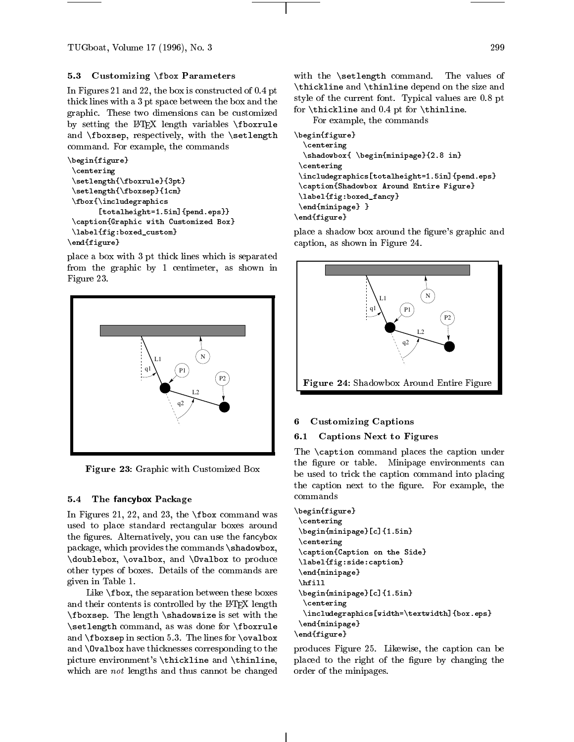### 5.3 Customizing \fbox Parameters

In Figures 21 and 22, the box is constructed of 0.4 pt thick lines with a 3 pt space between the box and the graphic. These two dimensions can be customized by setting the LaTeX length variables `\fboxrule` and `\fboxsep`, respectively, with the `\setlength` command. For example, the commands

```
\begin{figure}
 \centering
 \setlength{\fboxrule}{3pt}
 \setlength{\fboxsep}{1cm}
 \fbox{\includegraphics
       [totalheight=1.5in]{pend.eps}}
 \caption{Graphic with Customized Box}
 \label{fig:boxed_custom}
\end{figure}
```

place a box with 3 pt thick lines which is separated from the graphic by 1 centimeter, as shown in Figure 23.

**Figure 23:** Graphic with Customized Box

### 5.4 The fancybox Package

In Figures 21, 22, and 23, the `\fbox` command was used to place standard rectangular boxes around the figures. Alternatively, you can use the fancybox package, which provides the commands `\shadowbox`, `\doublebox`, `\ovalbox`, and `\Ovalbox` to produce other types of boxes. Details of the commands are given in Table 1.

Like `\fbox`, the separation between these boxes and their contents is controlled by the LaTeX length `\fboxsep`. The length `\shadowsize` is set with the `\setlength` command, as was done for `\fboxrule` and `\fboxsep` in section 5.3. The lines for `\ovalbox` and `\Ovalbox` have thicknesses corresponding to the picture environment's `\thickline` and `\thinline`, which are *not* lengths and thus cannot be changed with the `\setlength` command. The values of `\thickline` and `\thinline` depend on the size and style of the current font. Typical values are 0.8 pt for `\thickline` and 0.4 pt for `\thinline`.

For example, the commands

```
\begin{figure}
  \centering
  \shadowbox{ \begin{minipage}{2.8 in}
 \centering
 \includegraphics[totalheight=1.5in]{pend.eps}
 \caption{Shadowbox Around Entire Figure}
 \label{fig:boxed_fancy}
 \end{minipage} }
\end{figure}
```

place a shadow box around the figure's graphic and caption, as shown in Figure 24.

**Figure 24:** Shadowbox Around Entire Figure

## 6 Customizing Captions

### 6.1 Captions Next to Figures

The `\caption` command places the caption under the figure or table. Minipage environments can be used to trick the caption command into placing the caption next to the figure. For example, the commands

```
\begin{figure}
 \centering
 \begin{minipage}[c]{1.5in}
 \centering
 \caption{Caption on the Side}
 \label{fig:side:caption}
 \end{minipage}
 \hfill
 \begin{minipage}[c]{1.5in}
  \centering
  \includegraphics[width=\textwidth]{box.eps}
 \end{minipage}
\end{figure}
```

produces Figure 25. Likewise, the caption can be placed to the right of the figure by changing the order of the minipages.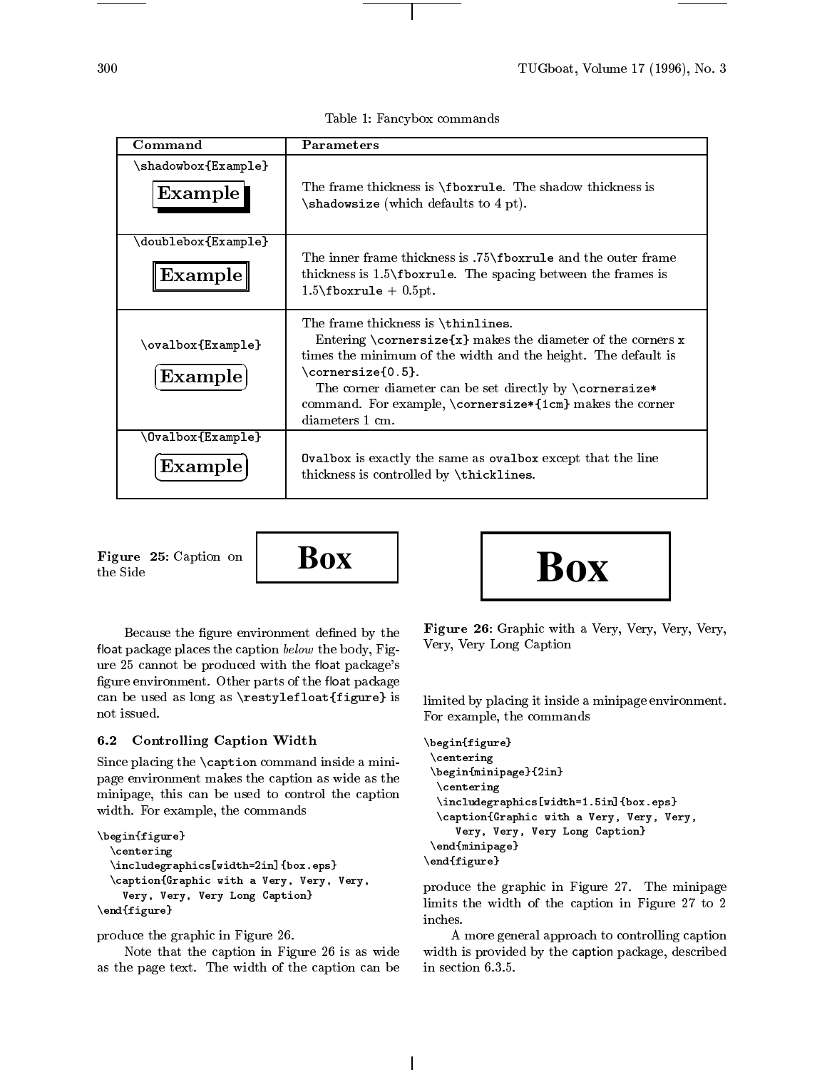Table 1: Fancybox commands

| Command | Parameters |
|---|---|
| `\shadowbox{Example}` Example | The frame thickness is `\fboxrule`. The shadow thickness is `\shadowsize` (which defaults to 4 pt). |
| `\doublebox{Example}` Example | The inner frame thickness is .75`\fboxrule` and the outer frame thickness is 1.5`\fboxrule`. The spacing between the frames is 1.5`\fboxrule` + 0.5pt. |
| `\ovalbox{Example}` Example | The frame thickness is `\thinlines`. Entering `\cornersize{x}` makes the diameter of the corners `x` times the minimum of the width and the height. The default is `\cornersize{0.5}`. The corner diameter can be set directly by `\cornersize*` command. For example, `\cornersize*{1cm}` makes the corner diameters 1 cm. |
| `\Ovalbox{Example}` Example | `Ovalbox` is exactly the same as `ovalbox` except that the line thickness is controlled by `\thicklines`. |

**Figure 25:** Caption on the Side

Box

Because the figure environment defined by the float package places the caption *below* the body, Figure 25 cannot be produced with the float package's figure environment. Other parts of the float package can be used as long as `\restylefloat{figure}` is not issued.

### 6.2 Controlling Caption Width

Since placing the `\caption` command inside a minipage environment makes the caption as wide as the minipage, this can be used to control the caption width. For example, the commands

```
\begin{figure}
  \centering
  \includegraphics[width=2in]{box.eps}
  \caption{Graphic with a Very, Very, Very,
    Very, Very, Very Long Caption}
\end{figure}
```

produce the graphic in Figure 26.

Box

**Figure 26:** Graphic with a Very, Very, Very, Very, Very, Very Long Caption

Note that the caption in Figure 26 is as wide as the page text. The width of the caption can be limited by placing it inside a minipage environment. For example, the commands

```
\begin{figure}
 \centering
 \begin{minipage}{2in}
  \centering
  \includegraphics[width=1.5in]{box.eps}
  \caption{Graphic with a Very, Very, Very,
     Very, Very, Very Long Caption}
 \end{minipage}
\end{figure}
```

produce the graphic in Figure 27. The minipage limits the width of the caption in Figure 27 to 2 inches.

A more general approach to controlling caption width is provided by the caption package, described in section 6.3.5.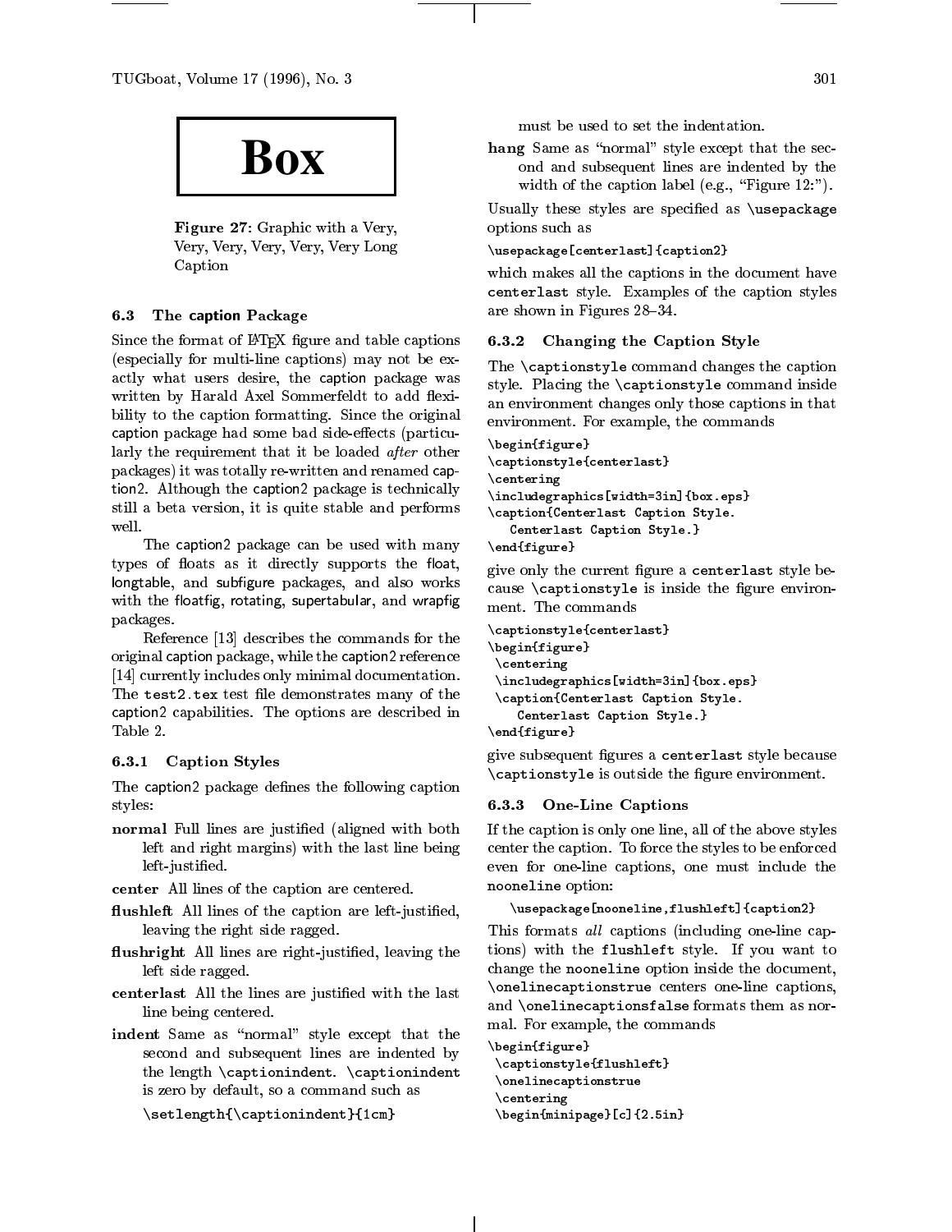Box

**Figure 27**: Graphic with a Very, Very, Very, Very, Very, Very Long Caption

### 6.3 The caption Package

Since the format of LaTeX figure and table captions (especially for multi-line captions) may not be exactly what users desire, the caption package was written by Harald Axel Sommerfeldt to add flexibility to the caption formatting. Since the original caption package had some bad side-effects (particularly the requirement that it be loaded *after* other packages) it was totally re-written and renamed caption2. Although the caption2 package is technically still a beta version, it is quite stable and performs well.

The caption2 package can be used with many types of floats as it directly supports the float, longtable, and subfigure packages, and also works with the floatfig, rotating, supertabular, and wrapfig packages.

Reference [13] describes the commands for the original caption package, while the caption2 reference [14] currently includes only minimal documentation. The `test2.tex` test file demonstrates many of the caption2 capabilities. The options are described in Table 2.

#### 6.3.1 Caption Styles

The caption2 package defines the following caption styles:

- **normal** Full lines are justified (aligned with both left and right margins) with the last line being left-justified.
- **center** All lines of the caption are centered.
- **flushleft** All lines of the caption are left-justified, leaving the right side ragged.
- **flushright** All lines are right-justified, leaving the left side ragged.
- **centerlast** All the lines are justified with the last line being centered.
- **indent** Same as "normal" style except that the second and subsequent lines are indented by the length `\captionindent`. `\captionindent` is zero by default, so a command such as

  ```
  \setlength{\captionindent}{1cm}
  ```

  must be used to set the indentation.
- **hang** Same as "normal" style except that the second and subsequent lines are indented by the width of the caption label (e.g., "Figure 12:").

Usually these styles are specified as `\usepackage` options such as

```
\usepackage[centerlast]{caption2}
```

which makes all the captions in the document have `centerlast` style. Examples of the caption styles are shown in Figures 28–34.

#### 6.3.2 Changing the Caption Style

The `\captionstyle` command changes the caption style. Placing the `\captionstyle` command inside an environment changes only those captions in that environment. For example, the commands

```
\begin{figure}
\captionstyle{centerlast}
\centering
\includegraphics[width=3in]{box.eps}
\caption{Centerlast Caption Style.
   Centerlast Caption Style.}
\end{figure}
```

give only the current figure a `centerlast` style because `\captionstyle` is inside the figure environment. The commands

```
\captionstyle{centerlast}
\begin{figure}
 \centering
 \includegraphics[width=3in]{box.eps}
 \caption{Centerlast Caption Style.
    Centerlast Caption Style.}
\end{figure}
```

give subsequent figures a `centerlast` style because `\captionstyle` is outside the figure environment.

#### 6.3.3 One-Line Captions

If the caption is only one line, all of the above styles center the caption. To force the styles to be enforced even for one-line captions, one must include the `nooneline` option:

```
\usepackage[nooneline,flushleft]{caption2}
```

This formats *all* captions (including one-line captions) with the `flushleft` style. If you want to change the `nooneline` option inside the document, `\onelinecaptionstrue` centers one-line captions, and `\onelinecaptionsfalse` formats them as normal. For example, the commands

```
\begin{figure}
 \captionstyle{flushleft}
 \onelinecaptionstrue
 \centering
 \begin{minipage}[c]{2.5in}
```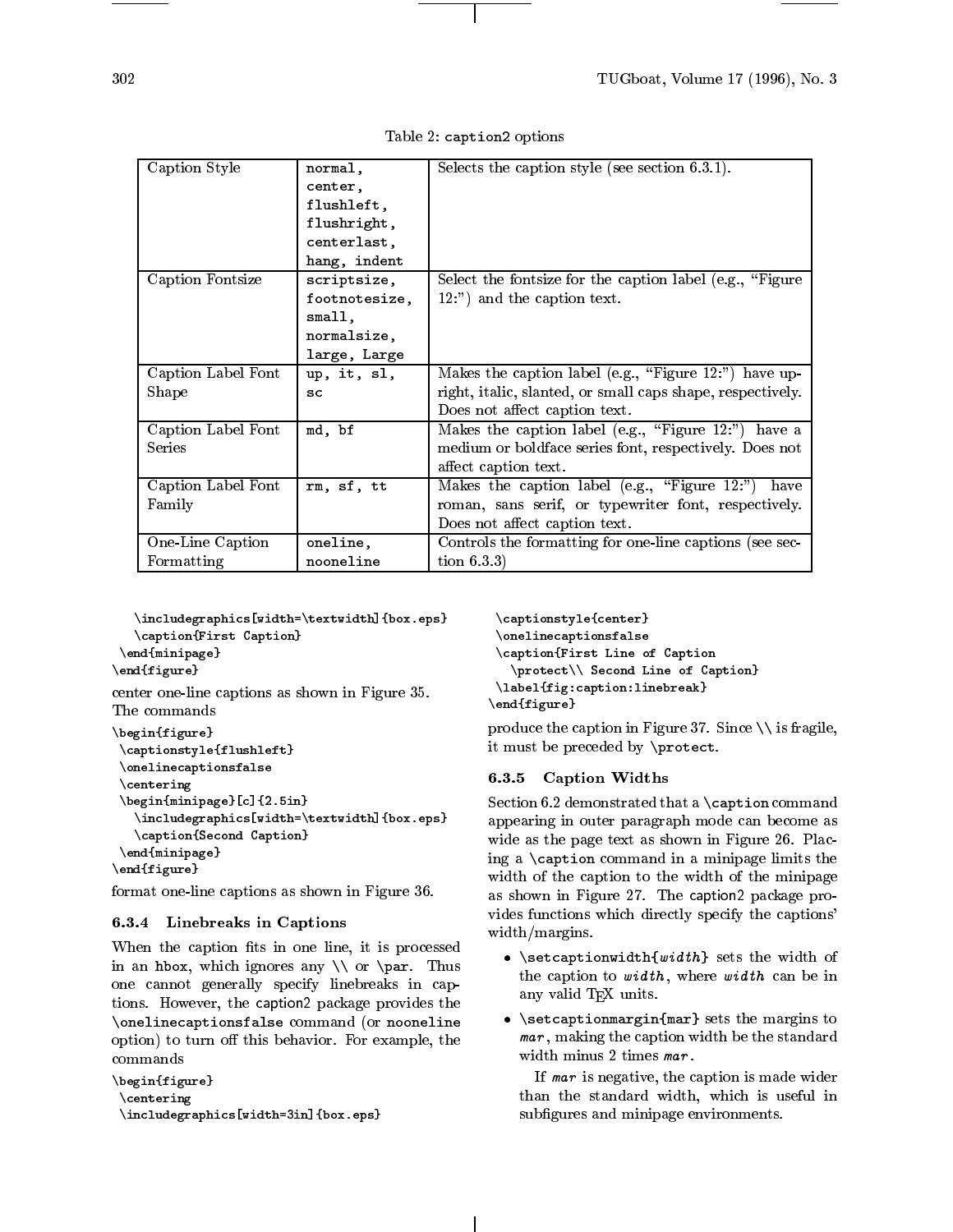Table 2: caption2 options

| Caption Style | `normal`, `center`, `flushleft`, `flushright`, `centerlast`, `hang`, `indent` | Selects the caption style (see section 6.3.1). |
|---|---|---|
| Caption Fontsize | `scriptsize`, `footnotesize`, `small`, `normalsize`, `large`, `Large` | Select the fontsize for the caption label (e.g., "Figure 12:") and the caption text. |
| Caption Label Font Shape | `up`, `it`, `sl`, `sc` | Makes the caption label (e.g., "Figure 12:") have upright, italic, slanted, or small caps shape, respectively. Does not affect caption text. |
| Caption Label Font Series | `md`, `bf` | Makes the caption label (e.g., "Figure 12:") have a medium or boldface series font, respectively. Does not affect caption text. |
| Caption Label Font Family | `rm`, `sf`, `tt` | Makes the caption label (e.g., "Figure 12:") have roman, sans serif, or typewriter font, respectively. Does not affect caption text. |
| One-Line Caption Formatting | `oneline`, `nooneline` | Controls the formatting for one-line captions (see section 6.3.3) |

```
   \includegraphics[width=\textwidth]{box.eps}
   \caption{First Caption}
 \end{minipage}
\end{figure}
```

center one-line captions as shown in Figure 35. The commands

```
\begin{figure}
 \captionstyle{flushleft}
 \onelinecaptionsfalse
 \centering
 \begin{minipage}[c]{2.5in}
   \includegraphics[width=\textwidth]{box.eps}
   \caption{Second Caption}
 \end{minipage}
\end{figure}
```

format one-line captions as shown in Figure 36.

### 6.3.4 Linebreaks in Captions

When the caption fits in one line, it is processed in an `hbox`, which ignores any `\\` or `\par`. Thus one cannot generally specify linebreaks in captions. However, the caption2 package provides the `\onelinecaptionsfalse` command (or `nooneline` option) to turn off this behavior. For example, the commands

```
\begin{figure}
 \centering
 \includegraphics[width=3in]{box.eps}
 \captionstyle{center}
 \onelinecaptionsfalse
 \caption{First Line of Caption
   \protect\\ Second Line of Caption}
 \label{fig:caption:linebreak}
\end{figure}
```

produce the caption in Figure 37. Since `\\` is fragile, it must be preceded by `\protect`.

### 6.3.5 Caption Widths

Section 6.2 demonstrated that a `\caption` command appearing in outer paragraph mode can become as wide as the page text as shown in Figure 26. Placing a `\caption` command in a minipage limits the width of the caption to the width of the minipage as shown in Figure 27. The caption2 package provides functions which directly specify the captions' width/margins.

- `\setcaptionwidth{`*width*`}` sets the width of the caption to *width*, where *width* can be in any valid TeX units.
- `\setcaptionmargin{mar}` sets the margins to *mar*, making the caption width be the standard width minus 2 times *mar*.

  If *mar* is negative, the caption is made wider than the standard width, which is useful in subfigures and minipage environments.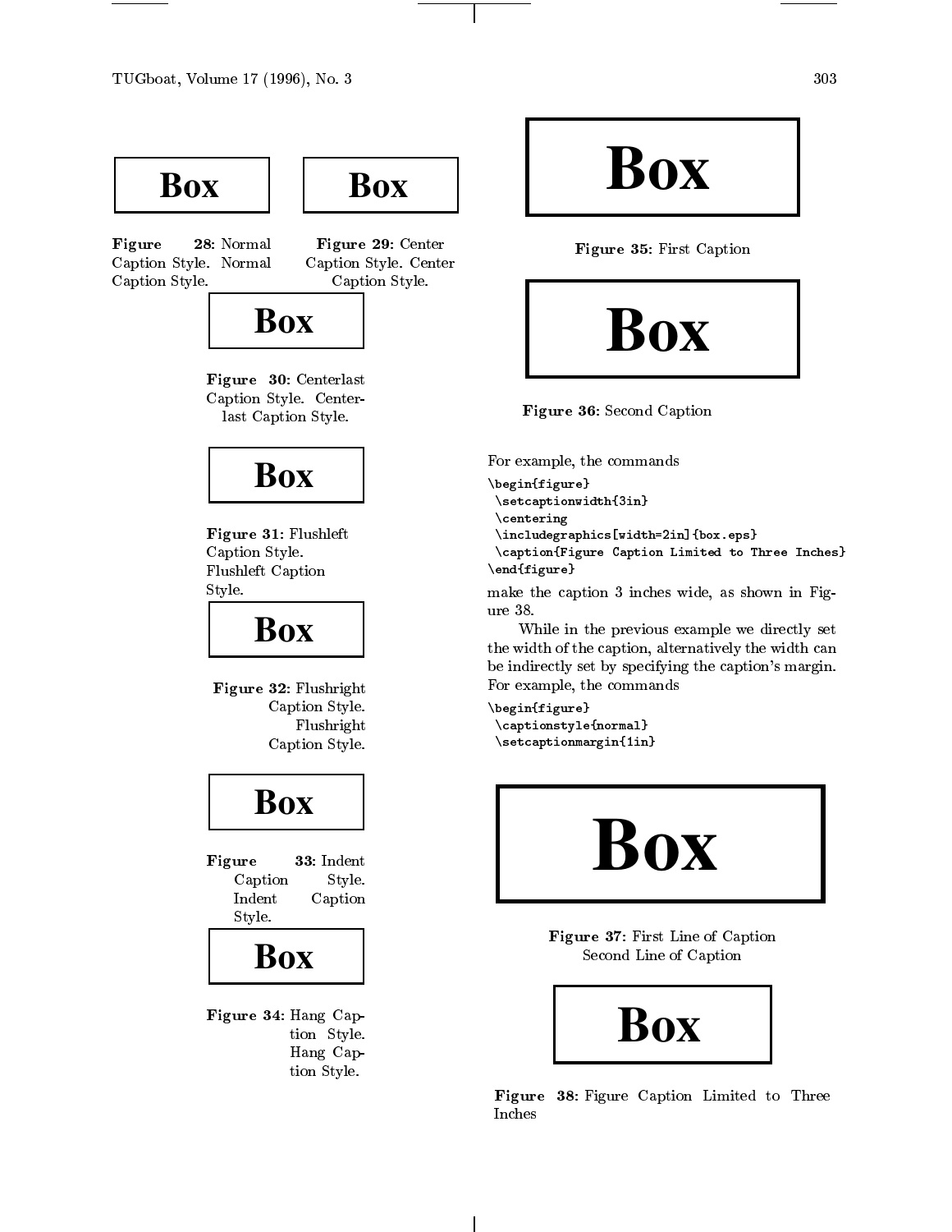Box

**Figure 28**: Normal Caption Style. Normal Caption Style.

Box

**Figure 29**: Center Caption Style. Center Caption Style.

Box

**Figure 30**: Centerlast Caption Style. Centerlast Caption Style.

Box

**Figure 31**: Flushleft Caption Style. Flushleft Caption Style.

Box

**Figure 32**: Flushright Caption Style. Flushright Caption Style.

Box

**Figure 33**: Indent Caption Style. Indent Caption Style.

Box

**Figure 34**: Hang Caption Style. Hang Caption Style.

Box

**Figure 35**: First Caption

Box

**Figure 36**: Second Caption

For example, the commands

```
\begin{figure}
 \setcaptionwidth{3in}
 \centering
 \includegraphics[width=2in]{box.eps}
 \caption{Figure Caption Limited to Three Inches}
\end{figure}
```

make the caption 3 inches wide, as shown in Figure 38.

While in the previous example we directly set the width of the caption, alternatively the width can be indirectly set by specifying the caption's margin. For example, the commands

```
\begin{figure}
 \captionstyle{normal}
 \setcaptionmargin{1in}
```

Box

**Figure 37**: First Line of Caption
Second Line of Caption

Box

**Figure 38**: Figure Caption Limited to Three Inches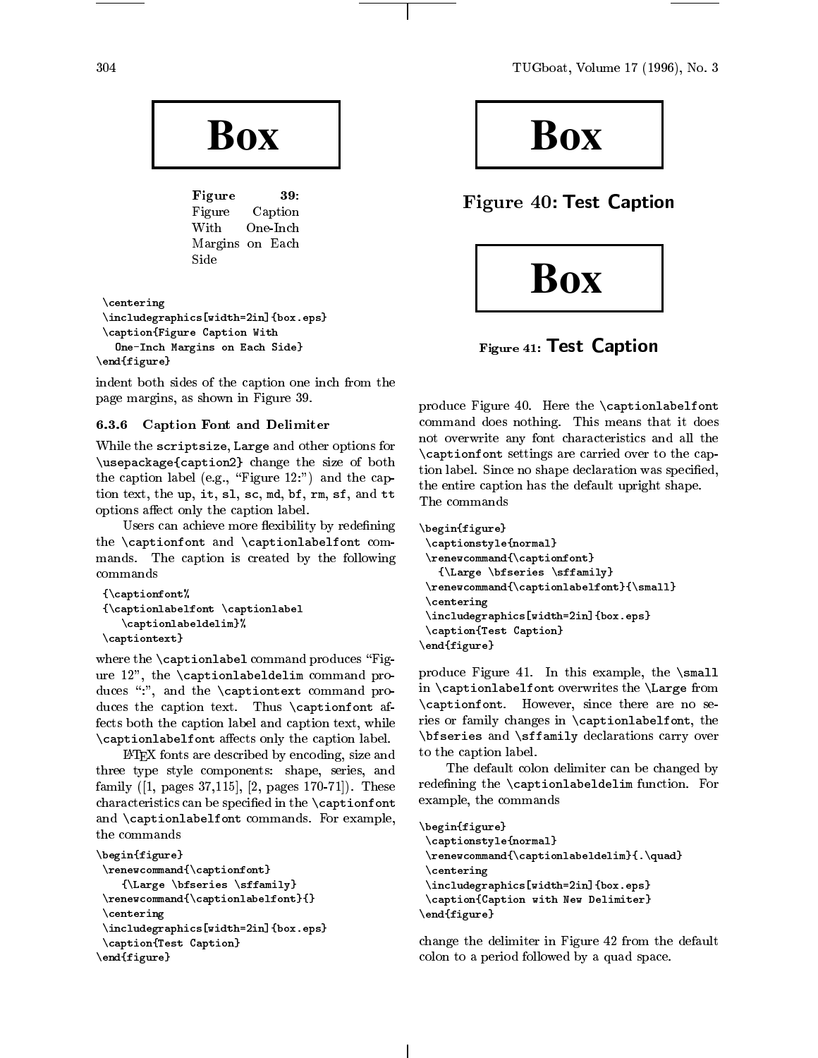Box

Figure 39: Figure Caption With One-Inch Margins on Each Side

```
 \centering
 \includegraphics[width=2in]{box.eps}
 \caption{Figure Caption With
   One-Inch Margins on Each Side}
\end{figure}
```

indent both sides of the caption one inch from the page margins, as shown in Figure 39.

### 6.3.6 Caption Font and Delimiter

While the `scriptsize`, `Large` and other options for `\usepackage{caption2}` change the size of both the caption label (e.g., "Figure 12:") and the caption text, the `up`, `it`, `sl`, `sc`, `md`, `bf`, `rm`, `sf`, and `tt` options affect only the caption label.

Users can achieve more flexibility by redefining the `\captionfont` and `\captionlabelfont` commands. The caption is created by the following commands

```
 {\captionfont%
 {\captionlabelfont \captionlabel
    \captionlabeldelim}%
 \captiontext}
```

where the `\captionlabel` command produces "Figure 12", the `\captionlabeldelim` command produces ":", and the `\captiontext` command produces the caption text. Thus `\captionfont` affects both the caption label and caption text, while `\captionlabelfont` affects only the caption label.

LaTeX fonts are described by encoding, size and three type style components: shape, series, and family ([1, pages 37,115], [2, pages 170-71]). These characteristics can be specified in the `\captionfont` and `\captionlabelfont` commands. For example, the commands

```
\begin{figure}
 \renewcommand{\captionfont}
    {\Large \bfseries \sffamily}
 \renewcommand{\captionlabelfont}{}
 \centering
 \includegraphics[width=2in]{box.eps}
 \caption{Test Caption}
\end{figure}
```

Box

Figure 40: Test Caption

Box

Figure 41: Test Caption

produce Figure 40. Here the `\captionlabelfont` command does nothing. This means that it does not overwrite any font characteristics and all the `\captionfont` settings are carried over to the caption label. Since no shape declaration was specified, the entire caption has the default upright shape. The commands

```
\begin{figure}
 \captionstyle{normal}
 \renewcommand{\captionfont}
   {\Large \bfseries \sffamily}
 \renewcommand{\captionlabelfont}{\small}
 \centering
 \includegraphics[width=2in]{box.eps}
 \caption{Test Caption}
\end{figure}
```

produce Figure 41. In this example, the `\small` in `\captionlabelfont` overwrites the `\Large` from `\captionfont`. However, since there are no series or family changes in `\captionlabelfont`, the `\bfseries` and `\sffamily` declarations carry over to the caption label.

The default colon delimiter can be changed by redefining the `\captionlabeldelim` function. For example, the commands

```
\begin{figure}
 \captionstyle{normal}
 \renewcommand{\captionlabeldelim}{.\quad}
 \centering
 \includegraphics[width=2in]{box.eps}
 \caption{Caption with New Delimiter}
\end{figure}
```

change the delimiter in Figure 42 from the default colon to a period followed by a quad space.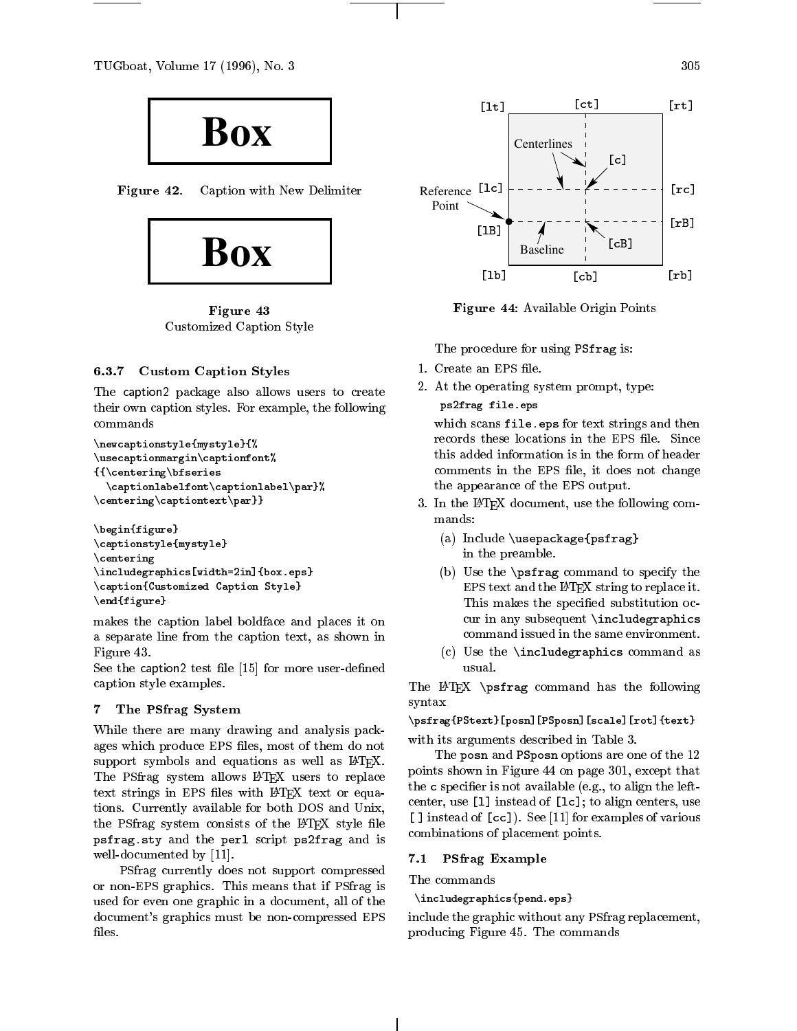Figure 42. Caption with New Delimiter

**Figure 43**
Customized Caption Style

### 6.3.7 Custom Caption Styles

The caption2 package also allows users to create their own caption styles. For example, the following commands

```
\newcaptionstyle{mystyle}{%
\usecaptionmargin\captionfont%
{{\centering\bfseries
  \captionlabelfont\captionlabel\par}%
\centering\captiontext\par}}
```

```
\begin{figure}
\captionstyle{mystyle}
\centering
\includegraphics[width=2in]{box.eps}
\caption{Customized Caption Style}
\end{figure}
```

makes the caption label boldface and places it on a separate line from the caption text, as shown in Figure 43.
See the caption2 test file [15] for more user-defined caption style examples.

## 7 The PSfrag System

While there are many drawing and analysis packages which produce EPS files, most of them do not support symbols and equations as well as LaTeX. The PSfrag system allows LaTeX users to replace text strings in EPS files with LaTeX text or equations. Currently available for both DOS and Unix, the PSfrag system consists of the LaTeX style file `psfrag.sty` and the `perl` script `ps2frag` and is well-documented by [11].

PSfrag currently does not support compressed or non-EPS graphics. This means that if PSfrag is used for even one graphic in a document, all of the document's graphics must be non-compressed EPS files.

**Figure 44**: Available Origin Points

The procedure for using `PSfrag` is:

1. Create an EPS file.
2. At the operating system prompt, type:
   `ps2frag file.eps`
   which scans `file.eps` for text strings and then records these locations in the EPS file. Since this added information is in the form of header comments in the EPS file, it does not change the appearance of the EPS output.
3. In the LaTeX document, use the following commands:
   (a) Include `\usepackage{psfrag}` in the preamble.
   (b) Use the `\psfrag` command to specify the EPS text and the LaTeX string to replace it. This makes the specified substitution occur in any subsequent `\includegraphics` command issued in the same environment.
   (c) Use the `\includegraphics` command as usual.

The LaTeX `\psfrag` command has the following syntax

`\psfrag{PStext}[posn][PSposn][scale][rot]{text}`

with its arguments described in Table 3.

The `posn` and `PSposn` options are one of the 12 points shown in Figure 44 on page 301, except that the `c` specifier is not available (e.g., to align the left-center, use `[l]` instead of `[lc]`; to align centers, use `[]` instead of `[cc]`). See [11] for examples of various combinations of placement points.

### 7.1 PSfrag Example

The commands

`\includegraphics{pend.eps}`

include the graphic without any PSfrag replacement, producing Figure 45. The commands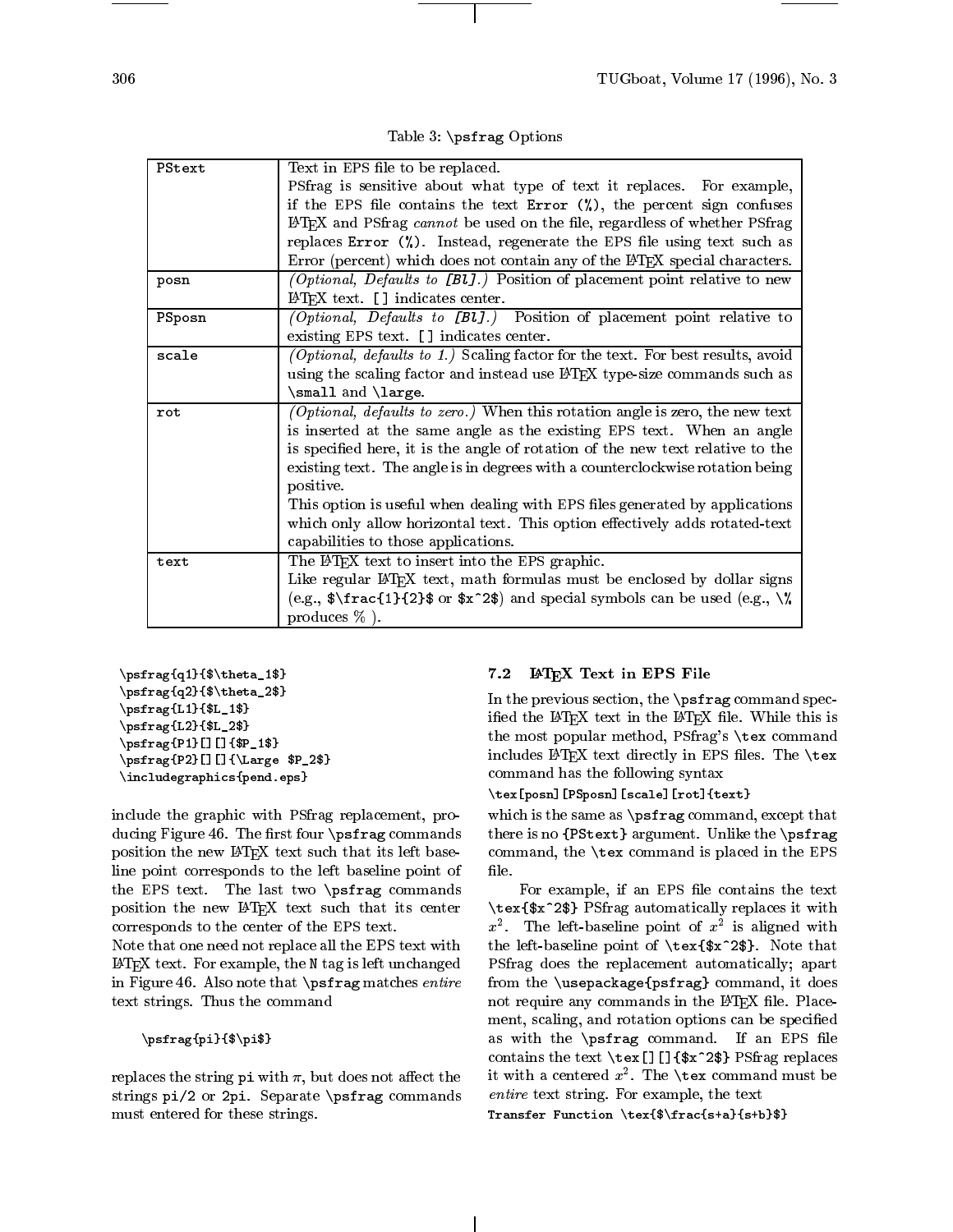Table 3: `\psfrag` Options

| | |
|---|---|
| `PStext` | Text in EPS file to be replaced. PSfrag is sensitive about what type of text it replaces. For example, if the EPS file contains the text `Error (%)`, the percent sign confuses LaTeX and PSfrag *cannot* be used on the file, regardless of whether PSfrag replaces `Error (%)`. Instead, regenerate the EPS file using text such as Error (percent) which does not contain any of the LaTeX special characters. |
| `posn` | *(Optional, Defaults to* `[Bl]`*.)* Position of placement point relative to new LaTeX text. `[]` indicates center. |
| `PSposn` | *(Optional, Defaults to* `[Bl]`*.)* Position of placement point relative to existing EPS text. `[]` indicates center. |
| `scale` | *(Optional, defaults to 1.)* Scaling factor for the text. For best results, avoid using the scaling factor and instead use LaTeX type-size commands such as `\small` and `\large`. |
| `rot` | *(Optional, defaults to zero.)* When this rotation angle is zero, the new text is inserted at the same angle as the existing EPS text. When an angle is specified here, it is the angle of rotation of the new text relative to the existing text. The angle is in degrees with a counterclockwise rotation being positive. This option is useful when dealing with EPS files generated by applications which only allow horizontal text. This option effectively adds rotated-text capabilities to those applications. |
| `text` | The LaTeX text to insert into the EPS graphic. Like regular LaTeX text, math formulas must be enclosed by dollar signs (e.g., `$\frac{1}{2}$` or `$x^2$`) and special symbols can be used (e.g., `\%` produces % ). |

```
\psfrag{q1}{$\theta_1$}
\psfrag{q2}{$\theta_2$}
\psfrag{L1}{$L_1$}
\psfrag{L2}{$L_2$}
\psfrag{P1}[][]{$P_1$}
\psfrag{P2}[][]{\Large $P_2$}
\includegraphics{pend.eps}
```

include the graphic with PSfrag replacement, producing Figure 46. The first four `\psfrag` commands position the new LaTeX text such that its left baseline point corresponds to the left baseline point of the EPS text. The last two `\psfrag` commands position the new LaTeX text such that its center corresponds to the center of the EPS text.
Note that one need not replace all the EPS text with LaTeX text. For example, the `N` tag is left unchanged in Figure 46. Also note that `\psfrag` matches *entire* text strings. Thus the command

```
\psfrag{pi}{$\pi$}
```

replaces the string `pi` with $\pi$, but does not affect the strings `pi/2` or `2pi`. Separate `\psfrag` commands must entered for these strings.

### 7.2 LaTeX Text in EPS File

In the previous section, the `\psfrag` command specified the LaTeX text in the LaTeX file. While this is the most popular method, PSfrag's `\tex` command includes LaTeX text directly in EPS files. The `\tex` command has the following syntax

```
\tex[posn][PSposn][scale][rot]{text}
```

which is the same as `\psfrag` command, except that there is no `{PStext}` argument. Unlike the `\psfrag` command, the `\tex` command is placed in the EPS file.

For example, if an EPS file contains the text `\tex{$x^2$}` PSfrag automatically replaces it with $x^2$. The left-baseline point of $x^2$ is aligned with the left-baseline point of `\tex{$x^2$}`. Note that PSfrag does the replacement automatically; apart from the `\usepackage{psfrag}` command, it does not require any commands in the LaTeX file. Placement, scaling, and rotation options can be specified as with the `\psfrag` command. If an EPS file contains the text `\tex[][]{$x^2$}` PSfrag replaces it with a centered $x^2$. The `\tex` command must be *entire* text string. For example, the text

```
Transfer Function \tex{$\frac{s+a}{s+b}$}
```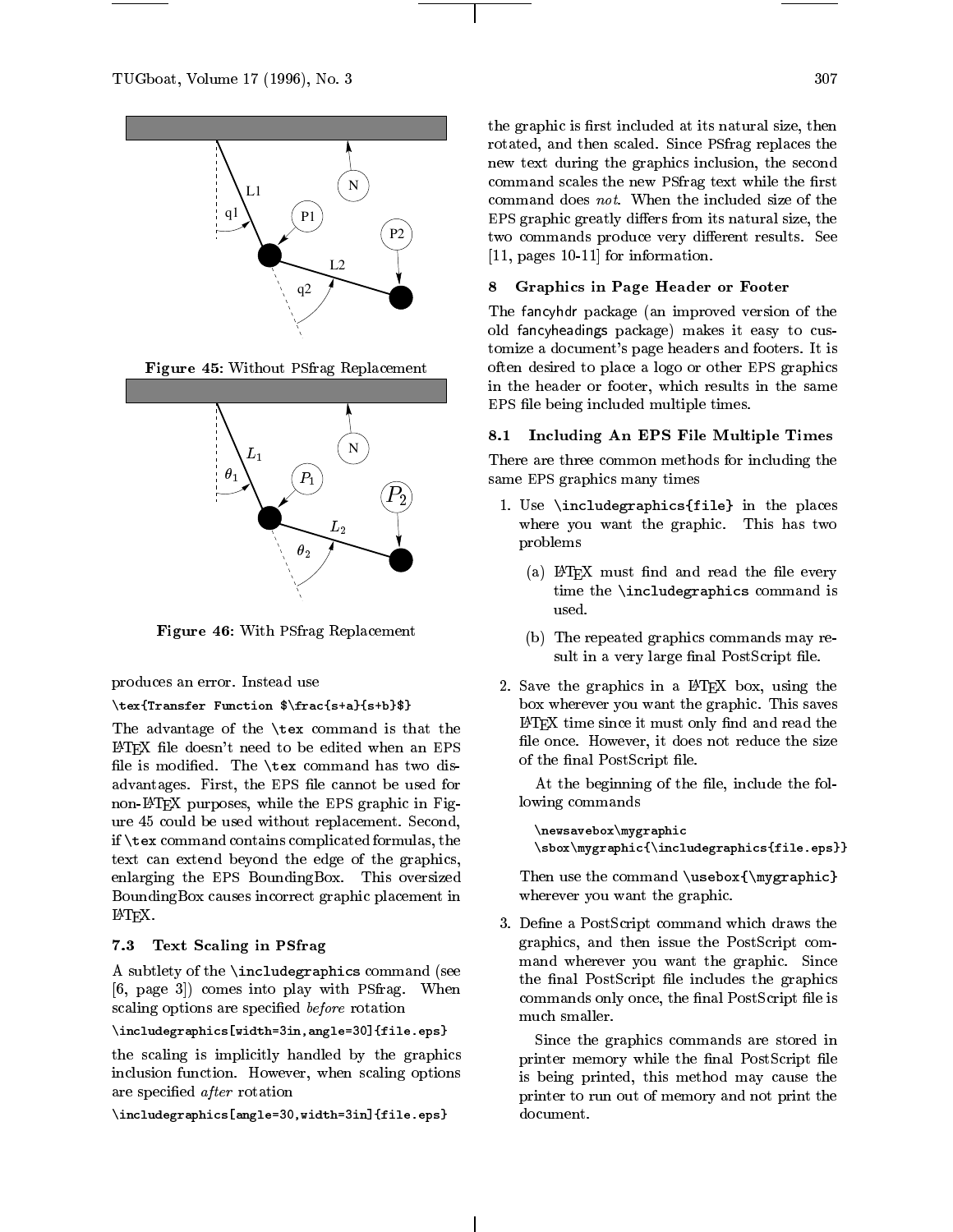Figure 45: Without PSfrag Replacement

Figure 46: With PSfrag Replacement

produces an error. Instead use

```
\tex{Transfer Function $\frac{s+a}{s+b}$}
```

The advantage of the `\tex` command is that the LaTeX file doesn't need to be edited when an EPS file is modified. The `\tex` command has two disadvantages. First, the EPS file cannot be used for non-LaTeX purposes, while the EPS graphic in Figure 45 could be used without replacement. Second, if `\tex` command contains complicated formulas, the text can extend beyond the edge of the graphics, enlarging the EPS BoundingBox. This oversized BoundingBox causes incorrect graphic placement in LaTeX.

### 7.3 Text Scaling in PSfrag

A subtlety of the `\includegraphics` command (see [6, page 3]) comes into play with PSfrag. When scaling options are specified *before* rotation

```
\includegraphics[width=3in,angle=30]{file.eps}
```

the scaling is implicitly handled by the graphics inclusion function. However, when scaling options are specified *after* rotation

```
\includegraphics[angle=30,width=3in]{file.eps}
```

the graphic is first included at its natural size, then rotated, and then scaled. Since PSfrag replaces the new text during the graphics inclusion, the second command scales the new PSfrag text while the first command does *not*. When the included size of the EPS graphic greatly differs from its natural size, the two commands produce very different results. See [11, pages 10-11] for information.

## 8 Graphics in Page Header or Footer

The fancyhdr package (an improved version of the old fancyheadings package) makes it easy to customize a document's page headers and footers. It is often desired to place a logo or other EPS graphics in the header or footer, which results in the same EPS file being included multiple times.

### 8.1 Including An EPS File Multiple Times

There are three common methods for including the same EPS graphics many times

1. Use `\includegraphics{file}` in the places where you want the graphic. This has two problems
   (a) LaTeX must find and read the file every time the `\includegraphics` command is used.
   (b) The repeated graphics commands may result in a very large final PostScript file.
2. Save the graphics in a LaTeX box, using the box wherever you want the graphic. This saves LaTeX time since it must only find and read the file once. However, it does not reduce the size of the final PostScript file.

   At the beginning of the file, include the following commands

   ```
   \newsavebox\mygraphic
   \sbox\mygraphic{\includegraphics{file.eps}}
   ```

   Then use the command `\usebox{\mygraphic}` wherever you want the graphic.
3. Define a PostScript command which draws the graphics, and then issue the PostScript command wherever you want the graphic. Since the final PostScript file includes the graphics commands only once, the final PostScript file is much smaller.

   Since the graphics commands are stored in printer memory while the final PostScript file is being printed, this method may cause the printer to run out of memory and not print the document.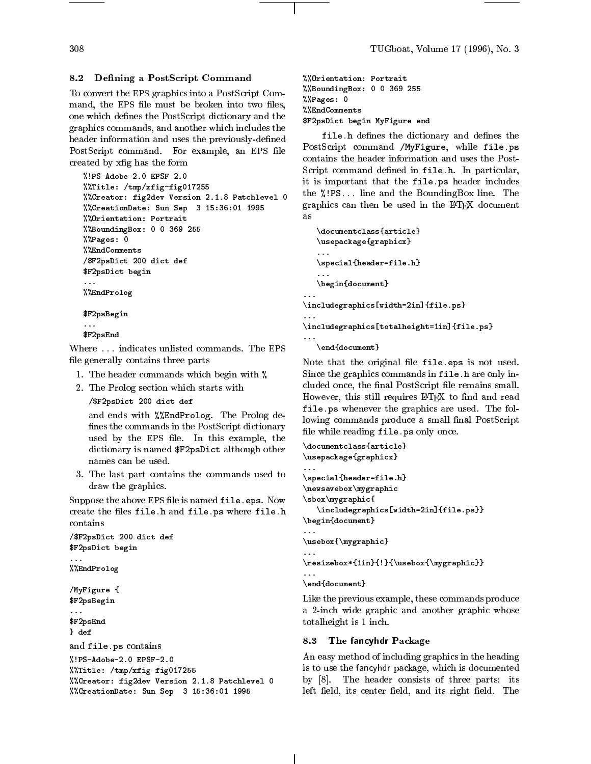### 8.2 Defining a PostScript Command

To convert the EPS graphics into a PostScript Command, the EPS file must be broken into two files, one which defines the PostScript dictionary and the graphics commands, and another which includes the header information and uses the previously-defined PostScript command. For example, an EPS file created by xfig has the form

```
%!PS-Adobe-2.0 EPSF-2.0
%%Title: /tmp/xfig-fig017255
%%Creator: fig2dev Version 2.1.8 Patchlevel 0
%%CreationDate: Sun Sep  3 15:36:01 1995
%%Orientation: Portrait
%%BoundingBox: 0 0 369 255
%%Pages: 0
%%EndComments
/$F2psDict 200 dict def
$F2psDict begin
...
%%EndProlog

$F2psBegin
...
$F2psEnd
```

Where ... indicates unlisted commands. The EPS file generally contains three parts

1. The header commands which begin with `%`
2. The Prolog section which starts with

   `/$F2psDict 200 dict def`

   and ends with `%%EndProlog`. The Prolog defines the commands in the PostScript dictionary used by the EPS file. In this example, the dictionary is named `$F2psDict` although other names can be used.
3. The last part contains the commands used to draw the graphics.

Suppose the above EPS file is named `file.eps`. Now create the files `file.h` and `file.ps` where `file.h` contains

```
/$F2psDict 200 dict def
$F2psDict begin
...
%%EndProlog

/MyFigure {
$F2psBegin
...
$F2psEnd
} def
```

and `file.ps` contains

```
%!PS-Adobe-2.0 EPSF-2.0
%%Title: /tmp/xfig-fig017255
%%Creator: fig2dev Version 2.1.8 Patchlevel 0
%%CreationDate: Sun Sep  3 15:36:01 1995
%%Orientation: Portrait
%%BoundingBox: 0 0 369 255
%%Pages: 0
%%EndComments
$F2psDict begin MyFigure end
```

`file.h` defines the dictionary and defines the PostScript command `/MyFigure`, while `file.ps` contains the header information and uses the PostScript command defined in `file.h`. In particular, it is important that the `file.ps` header includes the `%!PS`... line and the BoundingBox line. The graphics can then be used in the LaTeX document as

```
   \documentclass{article}
   \usepackage{graphicx}
   ...
   \special{header=file.h}
   ...
   \begin{document}
...
\includegraphics[width=2in]{file.ps}
...
\includegraphics[totalheight=1in]{file.ps}
...
   \end{document}
```

Note that the original file `file.eps` is not used. Since the graphics commands in `file.h` are only included once, the final PostScript file remains small. However, this still requires LaTeX to find and read `file.ps` whenever the graphics are used. The following commands produce a small final PostScript file while reading `file.ps` only once.

```
\documentclass{article}
\usepackage{graphicx}
...
\special{header=file.h}
\newsavebox\mygraphic
\sbox\mygraphic{
   \includegraphics[width=2in]{file.ps}}
\begin{document}
...
\usebox{\mygraphic}
...
\resizebox*{1in}{!}{\usebox{\mygraphic}}
...
\end{document}
```

Like the previous example, these commands produce a 2-inch wide graphic and another graphic whose totalheight is 1 inch.

### 8.3 The fancyhdr Package

An easy method of including graphics in the heading is to use the fancyhdr package, which is documented by [8]. The header consists of three parts: its left field, its center field, and its right field. The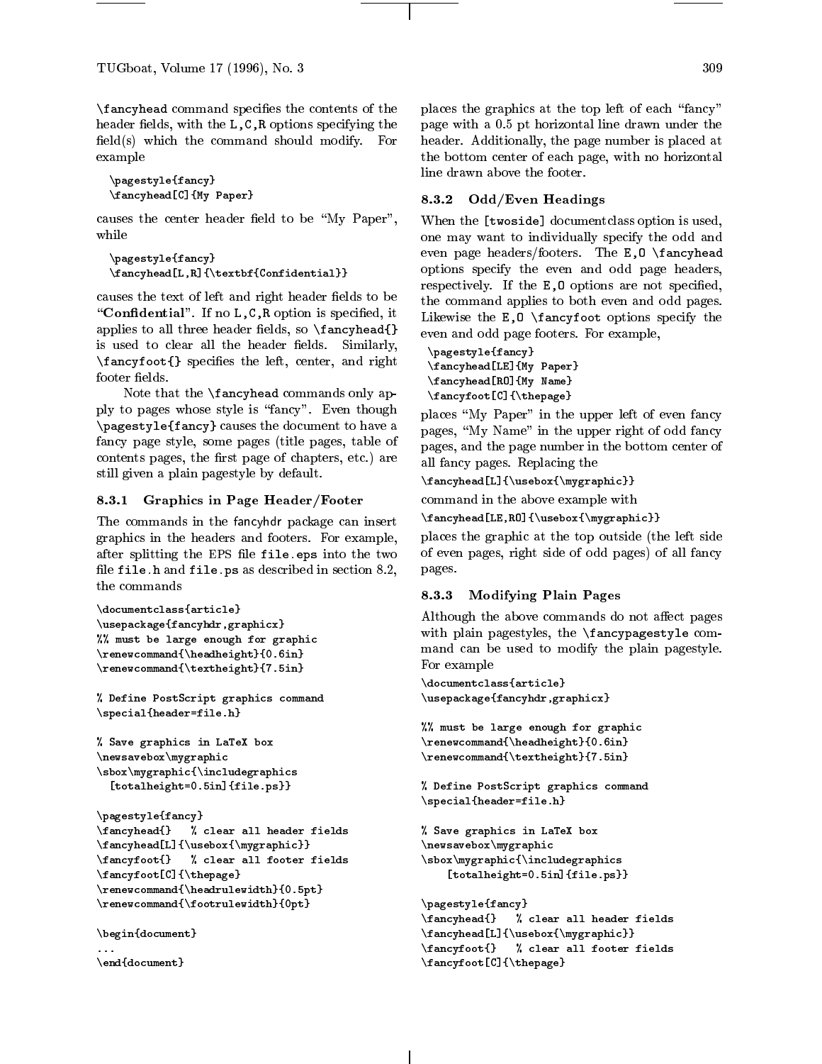`\fancyhead` command specifies the contents of the header fields, with the `L,C,R` options specifying the field(s) which the command should modify. For example

```
\pagestyle{fancy}
\fancyhead[C]{My Paper}
```

causes the center header field to be "My Paper", while

```
\pagestyle{fancy}
\fancyhead[L,R]{\textbf{Confidential}}
```

causes the text of left and right header fields to be "**Confidential**". If no `L,C,R` option is specified, it applies to all three header fields, so `\fancyhead{}` is used to clear all the header fields. Similarly, `\fancyfoot{}` specifies the left, center, and right footer fields.

Note that the `\fancyhead` commands only apply to pages whose style is "fancy". Even though `\pagestyle{fancy}` causes the document to have a fancy page style, some pages (title pages, table of contents pages, the first page of chapters, etc.) are still given a plain pagestyle by default.

### 8.3.1 Graphics in Page Header/Footer

The commands in the fancyhdr package can insert graphics in the headers and footers. For example, after splitting the EPS file `file.eps` into the two file `file.h` and `file.ps` as described in section 8.2, the commands

```
\documentclass{article}
\usepackage{fancyhdr,graphicx}
%% must be large enough for graphic
\renewcommand{\headheight}{0.6in}
\renewcommand{\textheight}{7.5in}

% Define PostScript graphics command
\special{header=file.h}

% Save graphics in LaTeX box
\newsavebox\mygraphic
\sbox\mygraphic{\includegraphics
  [totalheight=0.5in]{file.ps}}

\pagestyle{fancy}
\fancyhead{}   % clear all header fields
\fancyhead[L]{\usebox{\mygraphic}}
\fancyfoot{}   % clear all footer fields
\fancyfoot[C]{\thepage}
\renewcommand{\headrulewidth}{0.5pt}
\renewcommand{\footrulewidth}{0pt}

\begin{document}
...
\end{document}
```

places the graphics at the top left of each "fancy" page with a 0.5 pt horizontal line drawn under the header. Additionally, the page number is placed at the bottom center of each page, with no horizontal line drawn above the footer.

### 8.3.2 Odd/Even Headings

When the `[twoside]` documentclass option is used, one may want to individually specify the odd and even page headers/footers. The `E,O` `\fancyhead` options specify the even and odd page headers, respectively. If the `E,O` options are not specified, the command applies to both even and odd pages. Likewise the `E,O` `\fancyfoot` options specify the even and odd page footers. For example,

```
\pagestyle{fancy}
\fancyhead[LE]{My Paper}
\fancyhead[RO]{My Name}
\fancyfoot[C]{\thepage}
```

places "My Paper" in the upper left of even fancy pages, "My Name" in the upper right of odd fancy pages, and the page number in the bottom center of all fancy pages. Replacing the

`\fancyhead[L]{\usebox{\mygraphic}}`

command in the above example with

`\fancyhead[LE,RO]{\usebox{\mygraphic}}`

places the graphic at the top outside (the left side of even pages, right side of odd pages) of all fancy pages.

### 8.3.3 Modifying Plain Pages

Although the above commands do not affect pages with plain pagestyles, the `\fancypagestyle` command can be used to modify the plain pagestyle. For example

```
\documentclass{article}
\usepackage{fancyhdr,graphicx}

%% must be large enough for graphic
\renewcommand{\headheight}{0.6in}
\renewcommand{\textheight}{7.5in}

% Define PostScript graphics command
\special{header=file.h}

% Save graphics in LaTeX box
\newsavebox\mygraphic
\sbox\mygraphic{\includegraphics
    [totalheight=0.5in]{file.ps}}

\pagestyle{fancy}
\fancyhead{}   % clear all header fields
\fancyhead[L]{\usebox{\mygraphic}}
\fancyfoot{}   % clear all footer fields
\fancyfoot[C]{\thepage}
```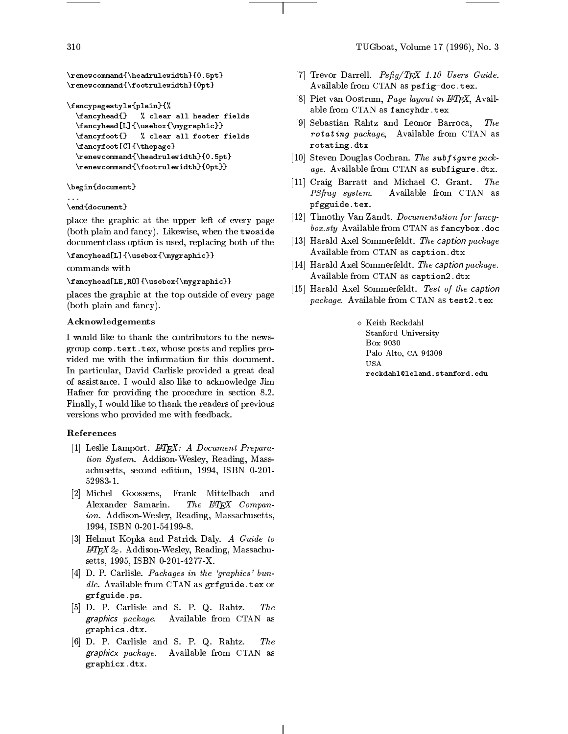```
\renewcommand{\headrulewidth}{0.5pt}
\renewcommand{\footrulewidth}{0pt}

\fancypagestyle{plain}{%
  \fancyhead{}   % clear all header fields
  \fancyhead[L]{\usebox{\mygraphic}}
  \fancyfoot{}   % clear all footer fields
  \fancyfoot[C]{\thepage}
  \renewcommand{\headrulewidth}{0.5pt}
  \renewcommand{\footrulewidth}{0pt}}

\begin{document}
...
\end{document}
```

place the graphic at the upper left of every page (both plain and fancy). Likewise, when the `twoside` documentclass option is used, replacing both of the

`\fancyhead[L]{\usebox{\mygraphic}}`

commands with

`\fancyhead[LE,RO]{\usebox{\mygraphic}}`

places the graphic at the top outside of every page (both plain and fancy).

### Acknowledgements

I would like to thank the contributors to the newsgroup `comp.text.tex`, whose posts and replies provided me with the information for this document. In particular, David Carlisle provided a great deal of assistance. I would also like to acknowledge Jim Hafner for providing the procedure in section 8.2. Finally, I would like to thank the readers of previous versions who provided me with feedback.

### References

[1] Leslie Lamport. *LaTeX: A Document Preparation System*. Addison-Wesley, Reading, Massachusetts, second edition, 1994, ISBN 0-201-52983-1.

[2] Michel Goossens, Frank Mittelbach and Alexander Samarin. *The LaTeX Companion*. Addison-Wesley, Reading, Massachusetts, 1994, ISBN 0-201-54199-8.

[3] Helmut Kopka and Patrick Daly. *A Guide to LaTeX 2ε*. Addison-Wesley, Reading, Massachusetts, 1995, ISBN 0-201-4277-X.

[4] D. P. Carlisle. *Packages in the 'graphics' bundle*. Available from CTAN as `grfguide.tex` or `grfguide.ps`.

[5] D. P. Carlisle and S. P. Q. Rahtz. *The graphics package*. Available from CTAN as `graphics.dtx`.

[6] D. P. Carlisle and S. P. Q. Rahtz. *The graphicx package*. Available from CTAN as `graphicx.dtx`.

[7] Trevor Darrell. *Psfig/TeX 1.10 Users Guide*. Available from CTAN as `psfig-doc.tex`.

[8] Piet van Oostrum, *Page layout in LaTeX*, Available from CTAN as `fancyhdr.tex`

[9] Sebastian Rahtz and Leonor Barroca, *The `rotating` package*, Available from CTAN as `rotating.dtx`

[10] Steven Douglas Cochran. *The `subfigure` package*. Available from CTAN as `subfigure.dtx`.

[11] Craig Barratt and Michael C. Grant. *The PSfrag system*. Available from CTAN as `pfgguide.tex`.

[12] Timothy Van Zandt. *Documentation for fancybox.sty* Available from CTAN as `fancybox.doc`

[13] Harald Axel Sommerfeldt. *The caption package* Available from CTAN as `caption.dtx`

[14] Harald Axel Sommerfeldt. *The caption package.* Available from CTAN as `caption2.dtx`

[15] Harald Axel Sommerfeldt. *Test of the caption package.* Available from CTAN as `test2.tex`

◇ Keith Reckdahl
Stanford University
Box 9030
Palo Alto, CA 94309
USA
`reckdahl@leland.stanford.edu`